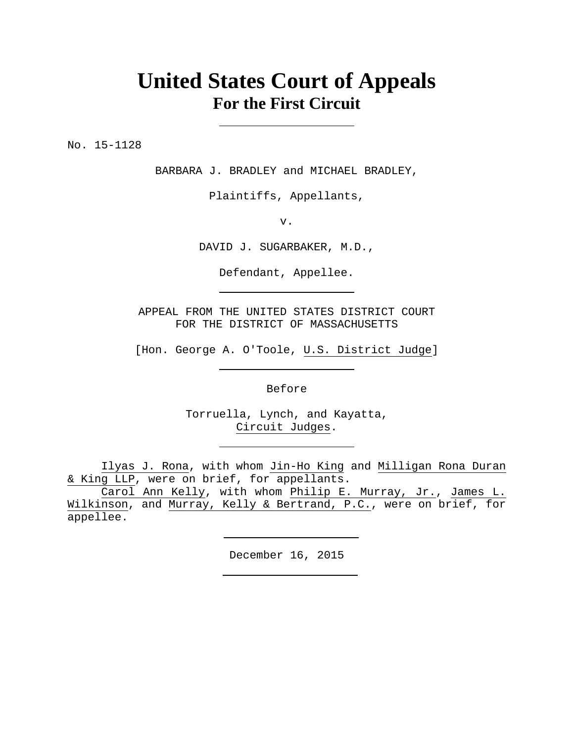# United States Court of Appeals
## For the First Circuit

---

No. 15-1128

BARBARA J. BRADLEY and MICHAEL BRADLEY,

Plaintiffs, Appellants,

v.

DAVID J. SUGARBAKER, M.D.,

Defendant, Appellee.

---

APPEAL FROM THE UNITED STATES DISTRICT COURT
FOR THE DISTRICT OF MASSACHUSETTS

[Hon. George A. O'Toole, U.S. District Judge]

---

Before

Torruella, Lynch, and Kayatta,
Circuit Judges.

---

Ilyas J. Rona, with whom Jin-Ho King and Milligan Rona Duran & King LLP, were on brief, for appellants.

Carol Ann Kelly, with whom Philip E. Murray, Jr., James L. Wilkinson, and Murray, Kelly & Bertrand, P.C., were on brief, for appellee.

---

December 16, 2015

---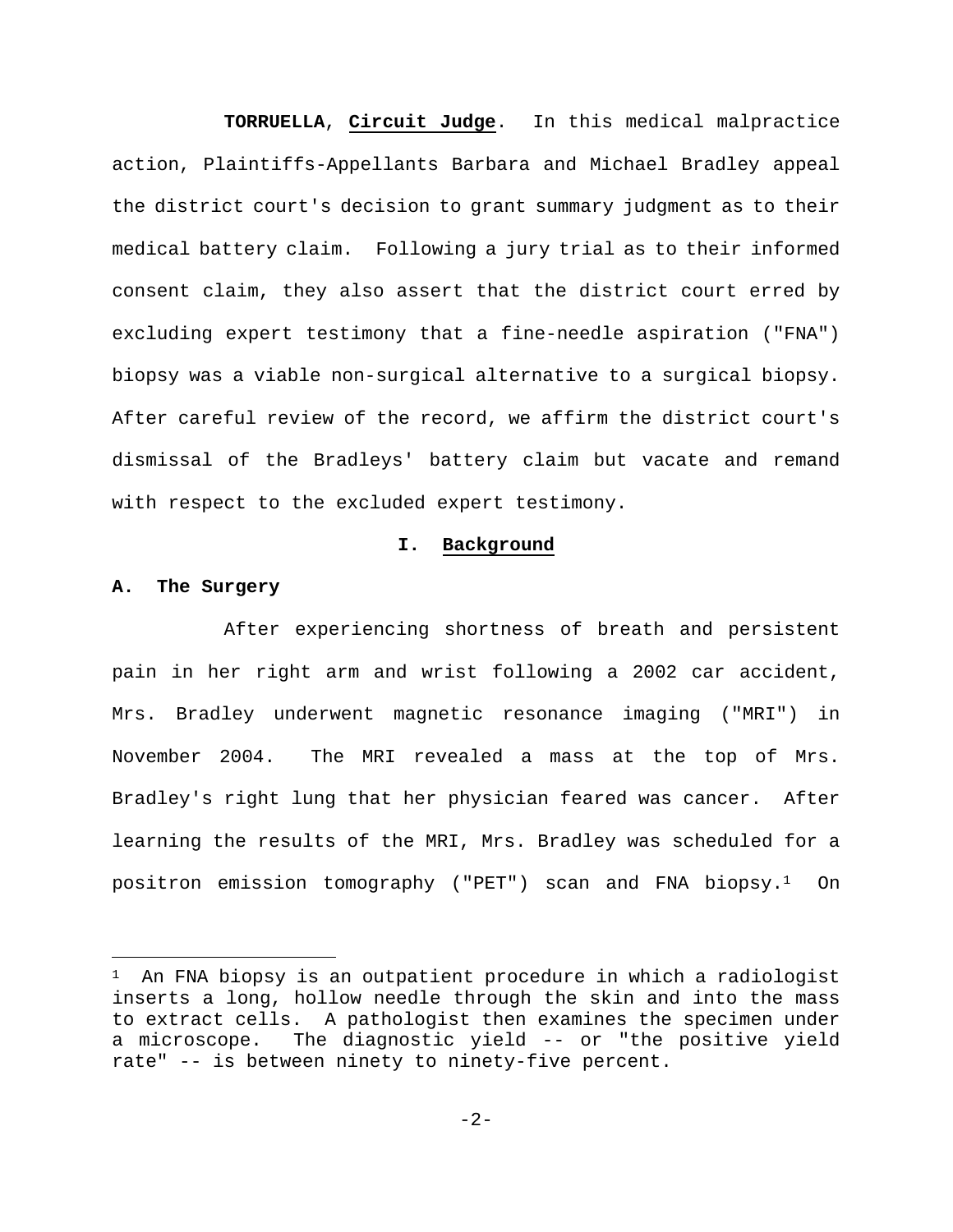**TORRUELLA**, **Circuit Judge**. In this medical malpractice action, Plaintiffs-Appellants Barbara and Michael Bradley appeal the district court's decision to grant summary judgment as to their medical battery claim. Following a jury trial as to their informed consent claim, they also assert that the district court erred by excluding expert testimony that a fine-needle aspiration ("FNA") biopsy was a viable non-surgical alternative to a surgical biopsy. After careful review of the record, we affirm the district court's dismissal of the Bradleys' battery claim but vacate and remand with respect to the excluded expert testimony.

## I. Background

### A. The Surgery

After experiencing shortness of breath and persistent pain in her right arm and wrist following a 2002 car accident, Mrs. Bradley underwent magnetic resonance imaging ("MRI") in November 2004. The MRI revealed a mass at the top of Mrs. Bradley's right lung that her physician feared was cancer. After learning the results of the MRI, Mrs. Bradley was scheduled for a positron emission tomography ("PET") scan and FNA biopsy.[1] On

[1] An FNA biopsy is an outpatient procedure in which a radiologist inserts a long, hollow needle through the skin and into the mass to extract cells. A pathologist then examines the specimen under a microscope. The diagnostic yield -- or "the positive yield rate" -- is between ninety to ninety-five percent.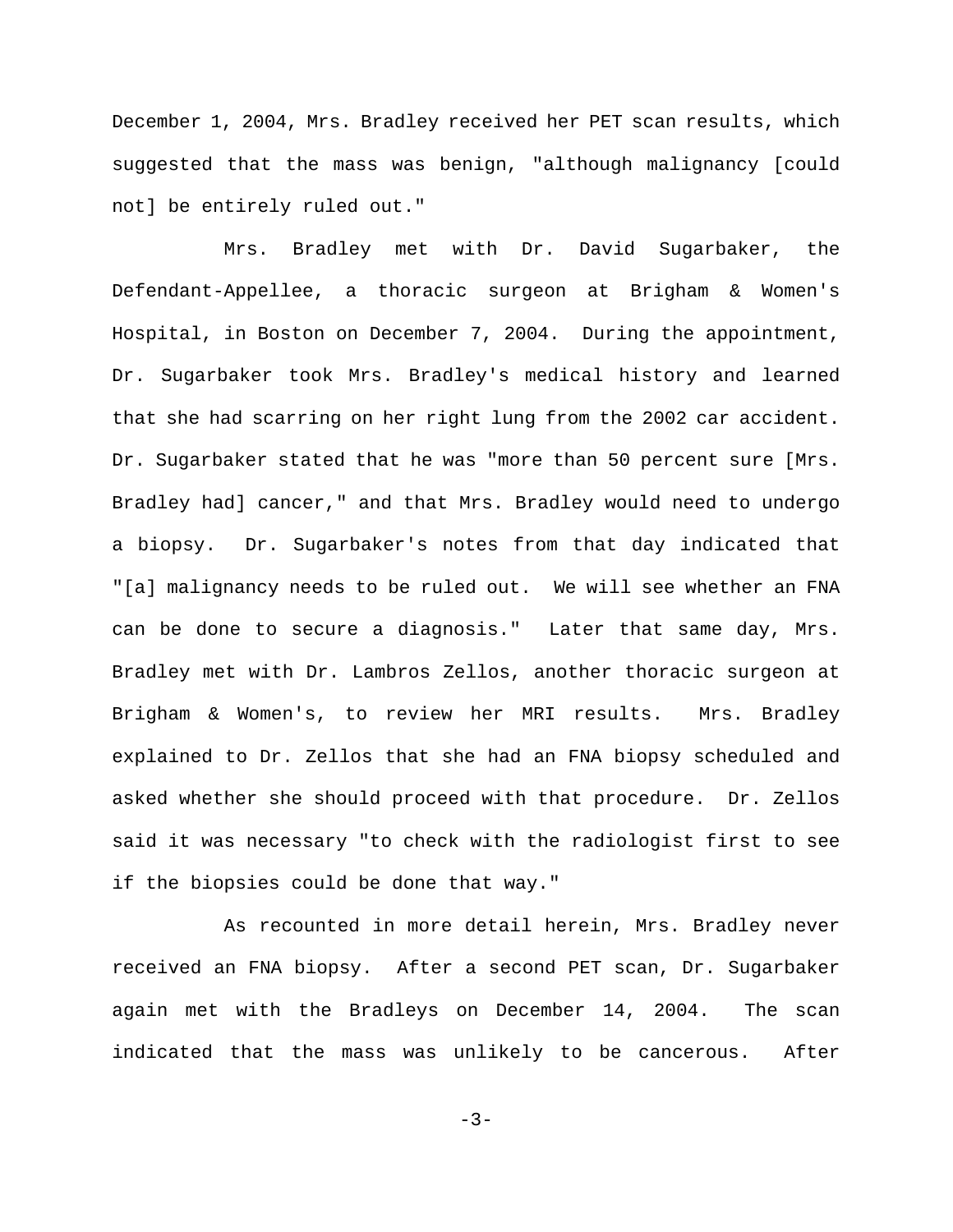December 1, 2004, Mrs. Bradley received her PET scan results, which suggested that the mass was benign, "although malignancy [could not] be entirely ruled out."

Mrs. Bradley met with Dr. David Sugarbaker, the Defendant-Appellee, a thoracic surgeon at Brigham & Women's Hospital, in Boston on December 7, 2004. During the appointment, Dr. Sugarbaker took Mrs. Bradley's medical history and learned that she had scarring on her right lung from the 2002 car accident. Dr. Sugarbaker stated that he was "more than 50 percent sure [Mrs. Bradley had] cancer," and that Mrs. Bradley would need to undergo a biopsy. Dr. Sugarbaker's notes from that day indicated that "[a] malignancy needs to be ruled out. We will see whether an FNA can be done to secure a diagnosis." Later that same day, Mrs. Bradley met with Dr. Lambros Zellos, another thoracic surgeon at Brigham & Women's, to review her MRI results. Mrs. Bradley explained to Dr. Zellos that she had an FNA biopsy scheduled and asked whether she should proceed with that procedure. Dr. Zellos said it was necessary "to check with the radiologist first to see if the biopsies could be done that way."

As recounted in more detail herein, Mrs. Bradley never received an FNA biopsy. After a second PET scan, Dr. Sugarbaker again met with the Bradleys on December 14, 2004. The scan indicated that the mass was unlikely to be cancerous. After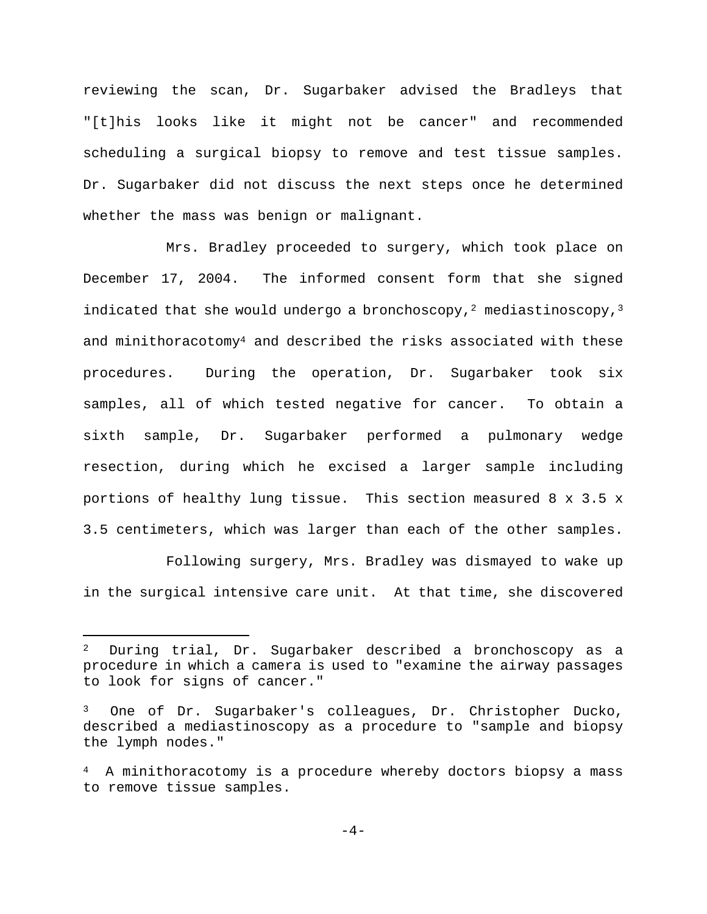reviewing the scan, Dr. Sugarbaker advised the Bradleys that "[t]his looks like it might not be cancer" and recommended scheduling a surgical biopsy to remove and test tissue samples. Dr. Sugarbaker did not discuss the next steps once he determined whether the mass was benign or malignant.

Mrs. Bradley proceeded to surgery, which took place on December 17, 2004. The informed consent form that she signed indicated that she would undergo a bronchoscopy,[2] mediastinoscopy,[3] and minithoracotomy[4] and described the risks associated with these procedures. During the operation, Dr. Sugarbaker took six samples, all of which tested negative for cancer. To obtain a sixth sample, Dr. Sugarbaker performed a pulmonary wedge resection, during which he excised a larger sample including portions of healthy lung tissue. This section measured 8 x 3.5 x 3.5 centimeters, which was larger than each of the other samples.

Following surgery, Mrs. Bradley was dismayed to wake up in the surgical intensive care unit. At that time, she discovered

---

[2] During trial, Dr. Sugarbaker described a bronchoscopy as a procedure in which a camera is used to "examine the airway passages to look for signs of cancer."

[3] One of Dr. Sugarbaker's colleagues, Dr. Christopher Ducko, described a mediastinoscopy as a procedure to "sample and biopsy the lymph nodes."

[4] A minithoracotomy is a procedure whereby doctors biopsy a mass to remove tissue samples.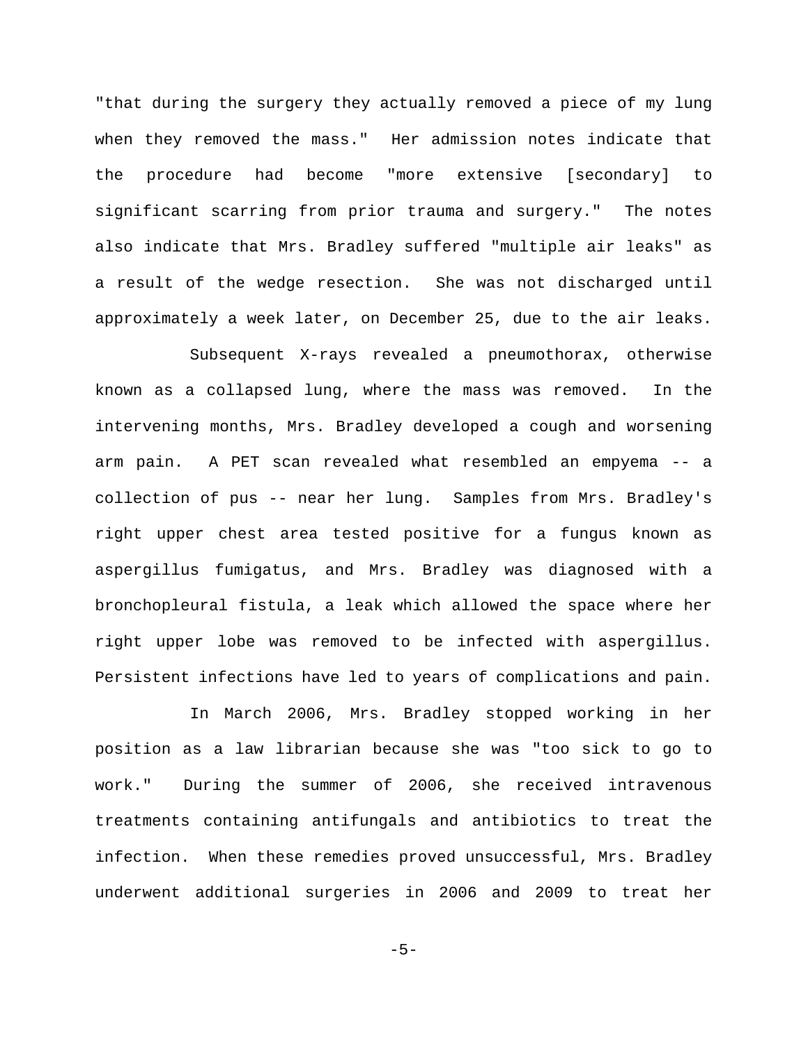"that during the surgery they actually removed a piece of my lung when they removed the mass." Her admission notes indicate that the procedure had become "more extensive [secondary] to significant scarring from prior trauma and surgery." The notes also indicate that Mrs. Bradley suffered "multiple air leaks" as a result of the wedge resection. She was not discharged until approximately a week later, on December 25, due to the air leaks.

Subsequent X-rays revealed a pneumothorax, otherwise known as a collapsed lung, where the mass was removed. In the intervening months, Mrs. Bradley developed a cough and worsening arm pain. A PET scan revealed what resembled an empyema -- a collection of pus -- near her lung. Samples from Mrs. Bradley's right upper chest area tested positive for a fungus known as aspergillus fumigatus, and Mrs. Bradley was diagnosed with a bronchopleural fistula, a leak which allowed the space where her right upper lobe was removed to be infected with aspergillus. Persistent infections have led to years of complications and pain.

In March 2006, Mrs. Bradley stopped working in her position as a law librarian because she was "too sick to go to work." During the summer of 2006, she received intravenous treatments containing antifungals and antibiotics to treat the infection. When these remedies proved unsuccessful, Mrs. Bradley underwent additional surgeries in 2006 and 2009 to treat her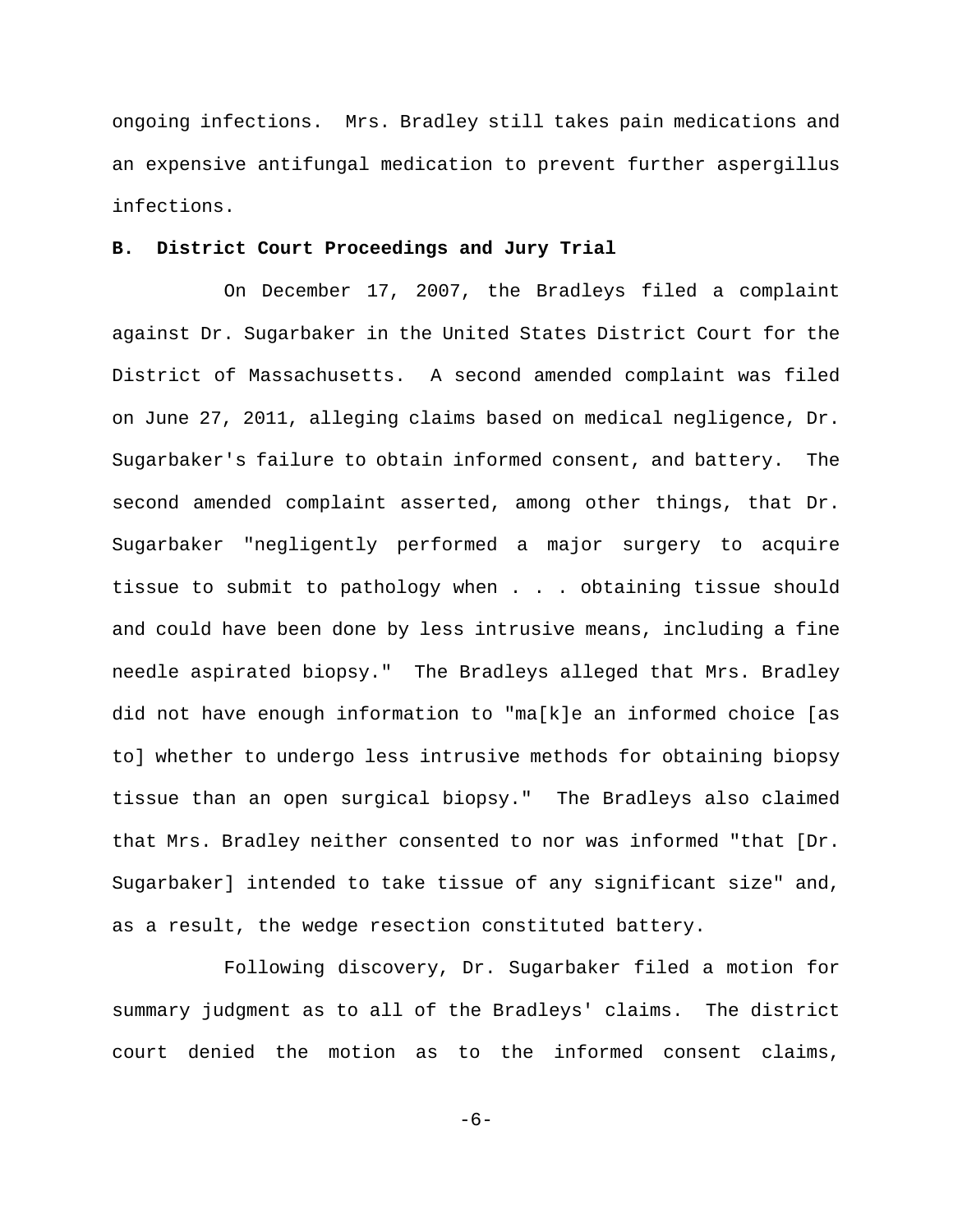ongoing infections. Mrs. Bradley still takes pain medications and an expensive antifungal medication to prevent further aspergillus infections.

### B. District Court Proceedings and Jury Trial

On December 17, 2007, the Bradleys filed a complaint against Dr. Sugarbaker in the United States District Court for the District of Massachusetts. A second amended complaint was filed on June 27, 2011, alleging claims based on medical negligence, Dr. Sugarbaker's failure to obtain informed consent, and battery. The second amended complaint asserted, among other things, that Dr. Sugarbaker "negligently performed a major surgery to acquire tissue to submit to pathology when . . . obtaining tissue should and could have been done by less intrusive means, including a fine needle aspirated biopsy." The Bradleys alleged that Mrs. Bradley did not have enough information to "ma[k]e an informed choice [as to] whether to undergo less intrusive methods for obtaining biopsy tissue than an open surgical biopsy." The Bradleys also claimed that Mrs. Bradley neither consented to nor was informed "that [Dr. Sugarbaker] intended to take tissue of any significant size" and, as a result, the wedge resection constituted battery.

Following discovery, Dr. Sugarbaker filed a motion for summary judgment as to all of the Bradleys' claims. The district court denied the motion as to the informed consent claims,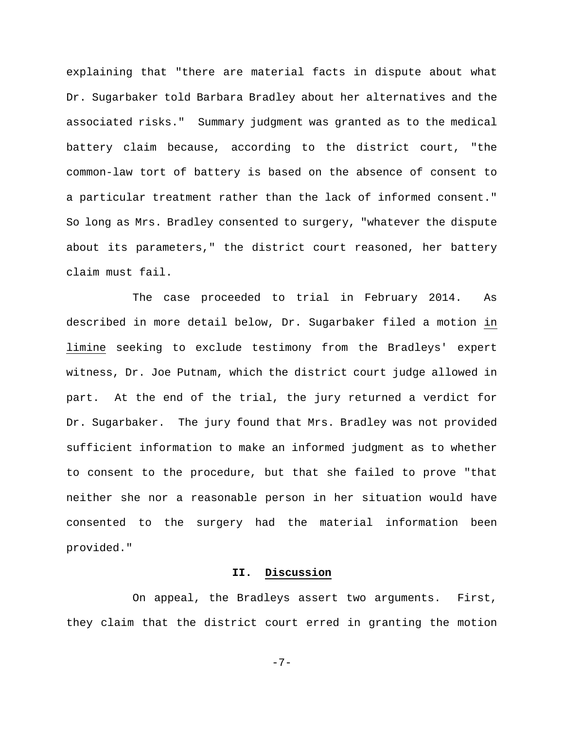explaining that "there are material facts in dispute about what Dr. Sugarbaker told Barbara Bradley about her alternatives and the associated risks." Summary judgment was granted as to the medical battery claim because, according to the district court, "the common-law tort of battery is based on the absence of consent to a particular treatment rather than the lack of informed consent." So long as Mrs. Bradley consented to surgery, "whatever the dispute about its parameters," the district court reasoned, her battery claim must fail.

The case proceeded to trial in February 2014. As described in more detail below, Dr. Sugarbaker filed a motion *in limine* seeking to exclude testimony from the Bradleys' expert witness, Dr. Joe Putnam, which the district court judge allowed in part. At the end of the trial, the jury returned a verdict for Dr. Sugarbaker. The jury found that Mrs. Bradley was not provided sufficient information to make an informed judgment as to whether to consent to the procedure, but that she failed to prove "that neither she nor a reasonable person in her situation would have consented to the surgery had the material information been provided."

## II. Discussion

On appeal, the Bradleys assert two arguments. First, they claim that the district court erred in granting the motion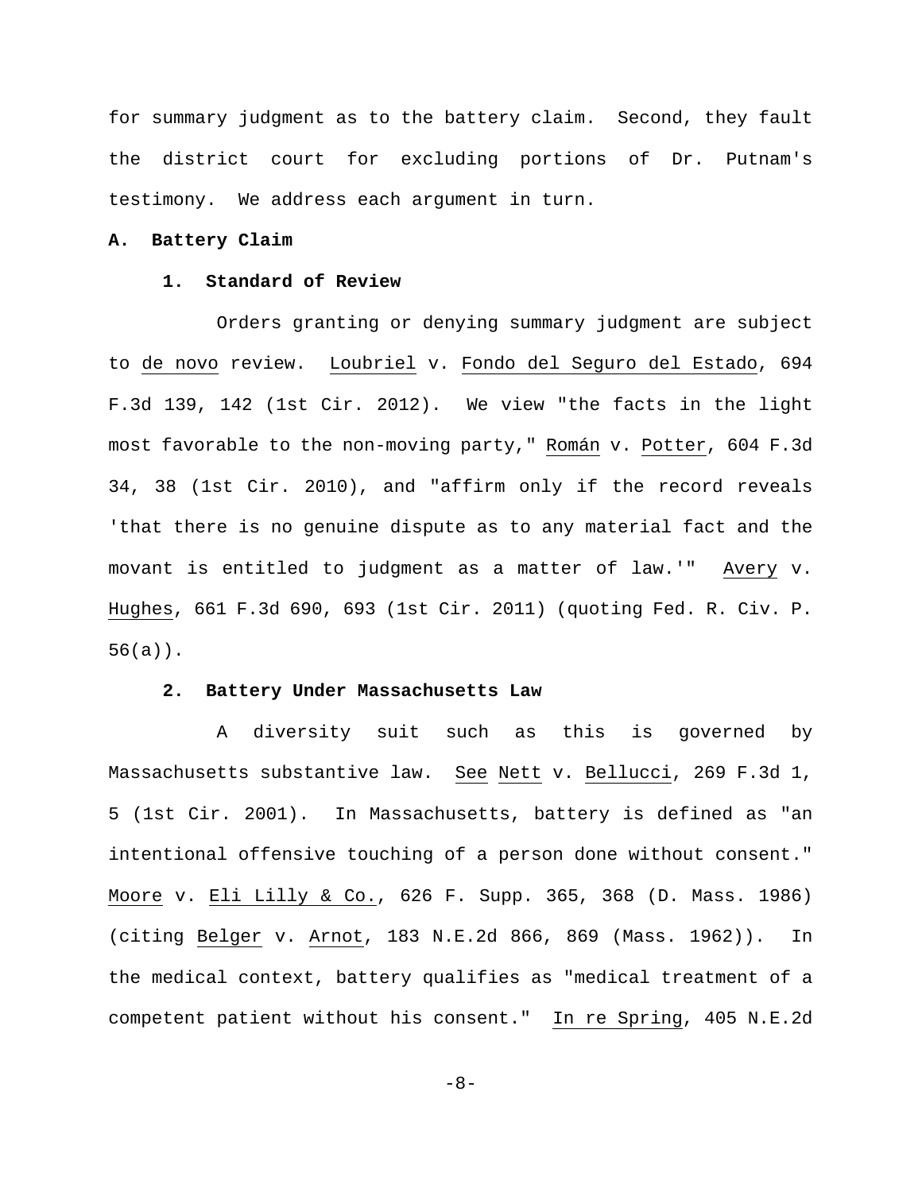for summary judgment as to the battery claim. Second, they fault the district court for excluding portions of Dr. Putnam's testimony. We address each argument in turn.

### A. Battery Claim

#### 1. Standard of Review

Orders granting or denying summary judgment are subject to de novo review. Loubriel v. Fondo del Seguro del Estado, 694 F.3d 139, 142 (1st Cir. 2012). We view "the facts in the light most favorable to the non-moving party," Román v. Potter, 604 F.3d 34, 38 (1st Cir. 2010), and "affirm only if the record reveals 'that there is no genuine dispute as to any material fact and the movant is entitled to judgment as a matter of law.'" Avery v. Hughes, 661 F.3d 690, 693 (1st Cir. 2011) (quoting Fed. R. Civ. P. 56(a)).

#### 2. Battery Under Massachusetts Law

A diversity suit such as this is governed by Massachusetts substantive law. See Nett v. Bellucci, 269 F.3d 1, 5 (1st Cir. 2001). In Massachusetts, battery is defined as "an intentional offensive touching of a person done without consent." Moore v. Eli Lilly & Co., 626 F. Supp. 365, 368 (D. Mass. 1986) (citing Belger v. Arnot, 183 N.E.2d 866, 869 (Mass. 1962)). In the medical context, battery qualifies as "medical treatment of a competent patient without his consent." In re Spring, 405 N.E.2d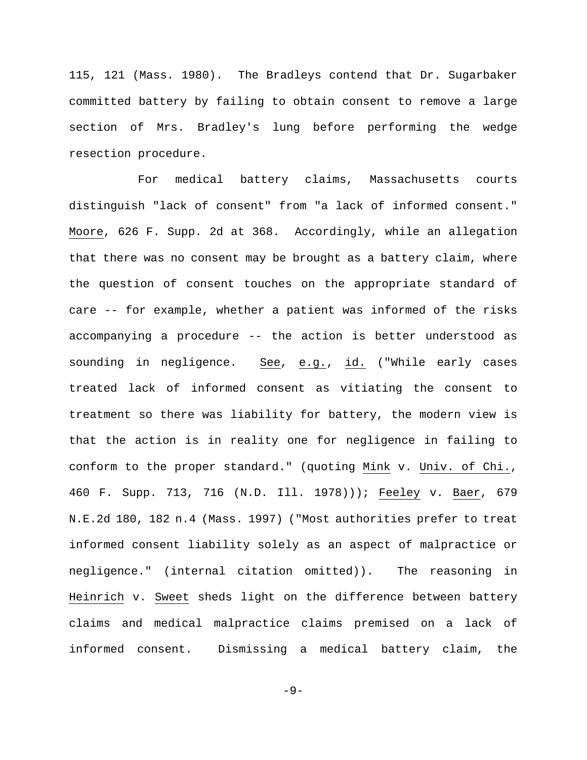115, 121 (Mass. 1980). The Bradleys contend that Dr. Sugarbaker committed battery by failing to obtain consent to remove a large section of Mrs. Bradley's lung before performing the wedge resection procedure.

For medical battery claims, Massachusetts courts distinguish "lack of consent" from "a lack of informed consent." Moore, 626 F. Supp. 2d at 368. Accordingly, while an allegation that there was no consent may be brought as a battery claim, where the question of consent touches on the appropriate standard of care -- for example, whether a patient was informed of the risks accompanying a procedure -- the action is better understood as sounding in negligence. See, e.g., id. ("While early cases treated lack of informed consent as vitiating the consent to treatment so there was liability for battery, the modern view is that the action is in reality one for negligence in failing to conform to the proper standard." (quoting Mink v. Univ. of Chi., 460 F. Supp. 713, 716 (N.D. Ill. 1978))); Feeley v. Baer, 679 N.E.2d 180, 182 n.4 (Mass. 1997) ("Most authorities prefer to treat informed consent liability solely as an aspect of malpractice or negligence." (internal citation omitted)). The reasoning in Heinrich v. Sweet sheds light on the difference between battery claims and medical malpractice claims premised on a lack of informed consent. Dismissing a medical battery claim, the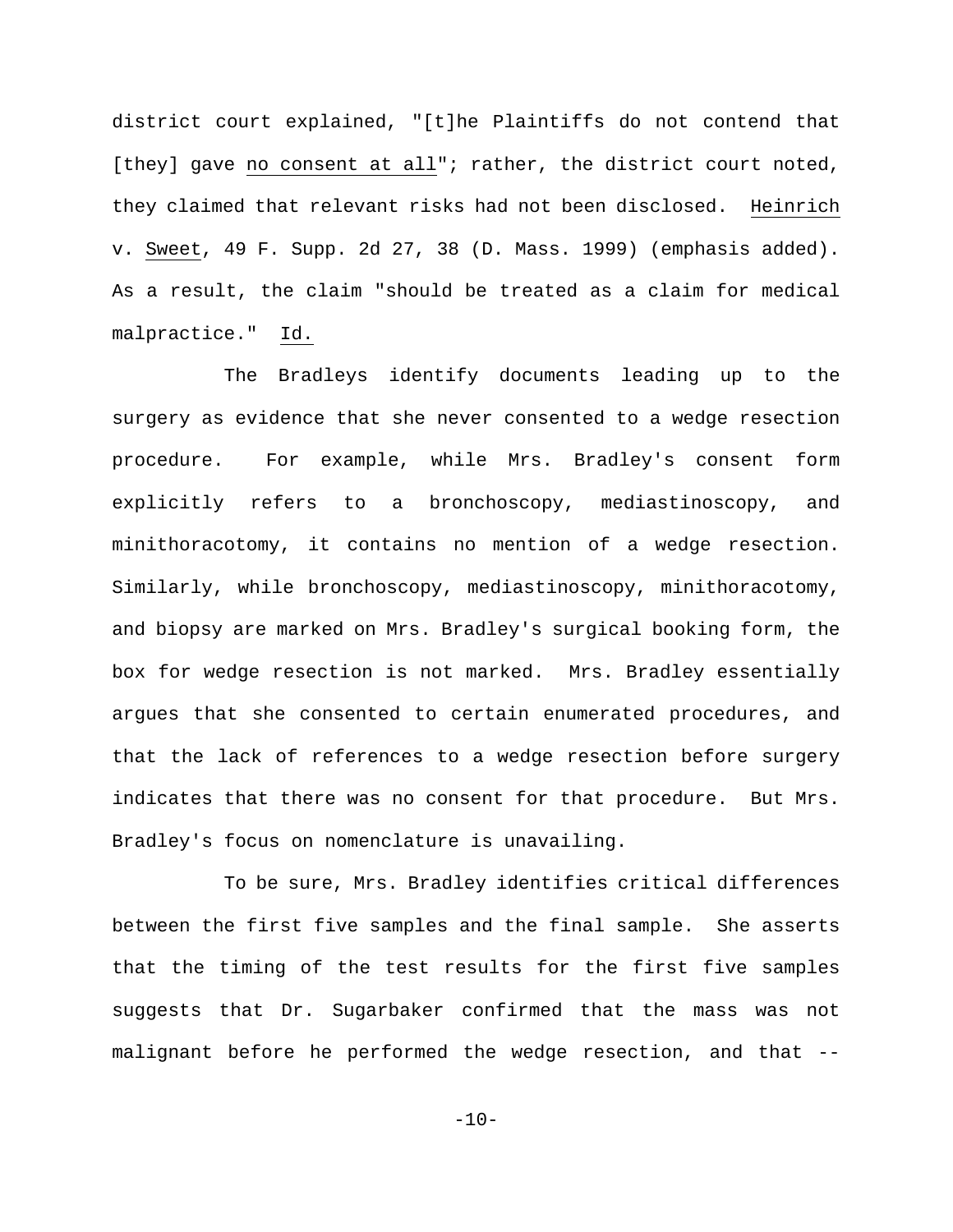district court explained, "[t]he Plaintiffs do not contend that [they] gave no consent at all"; rather, the district court noted, they claimed that relevant risks had not been disclosed. Heinrich v. Sweet, 49 F. Supp. 2d 27, 38 (D. Mass. 1999) (emphasis added). As a result, the claim "should be treated as a claim for medical malpractice." Id.

The Bradleys identify documents leading up to the surgery as evidence that she never consented to a wedge resection procedure. For example, while Mrs. Bradley's consent form explicitly refers to a bronchoscopy, mediastinoscopy, and minithoracotomy, it contains no mention of a wedge resection. Similarly, while bronchoscopy, mediastinoscopy, minithoracotomy, and biopsy are marked on Mrs. Bradley's surgical booking form, the box for wedge resection is not marked. Mrs. Bradley essentially argues that she consented to certain enumerated procedures, and that the lack of references to a wedge resection before surgery indicates that there was no consent for that procedure. But Mrs. Bradley's focus on nomenclature is unavailing.

To be sure, Mrs. Bradley identifies critical differences between the first five samples and the final sample. She asserts that the timing of the test results for the first five samples suggests that Dr. Sugarbaker confirmed that the mass was not malignant before he performed the wedge resection, and that --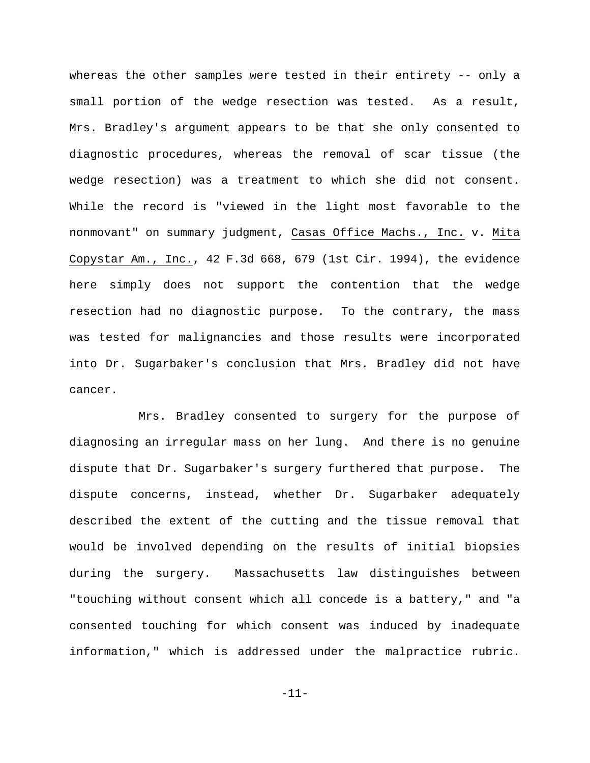whereas the other samples were tested in their entirety -- only a small portion of the wedge resection was tested. As a result, Mrs. Bradley's argument appears to be that she only consented to diagnostic procedures, whereas the removal of scar tissue (the wedge resection) was a treatment to which she did not consent. While the record is "viewed in the light most favorable to the nonmovant" on summary judgment, Casas Office Machs., Inc. v. Mita Copystar Am., Inc., 42 F.3d 668, 679 (1st Cir. 1994), the evidence here simply does not support the contention that the wedge resection had no diagnostic purpose. To the contrary, the mass was tested for malignancies and those results were incorporated into Dr. Sugarbaker's conclusion that Mrs. Bradley did not have cancer.

Mrs. Bradley consented to surgery for the purpose of diagnosing an irregular mass on her lung. And there is no genuine dispute that Dr. Sugarbaker's surgery furthered that purpose. The dispute concerns, instead, whether Dr. Sugarbaker adequately described the extent of the cutting and the tissue removal that would be involved depending on the results of initial biopsies during the surgery. Massachusetts law distinguishes between "touching without consent which all concede is a battery," and "a consented touching for which consent was induced by inadequate information," which is addressed under the malpractice rubric.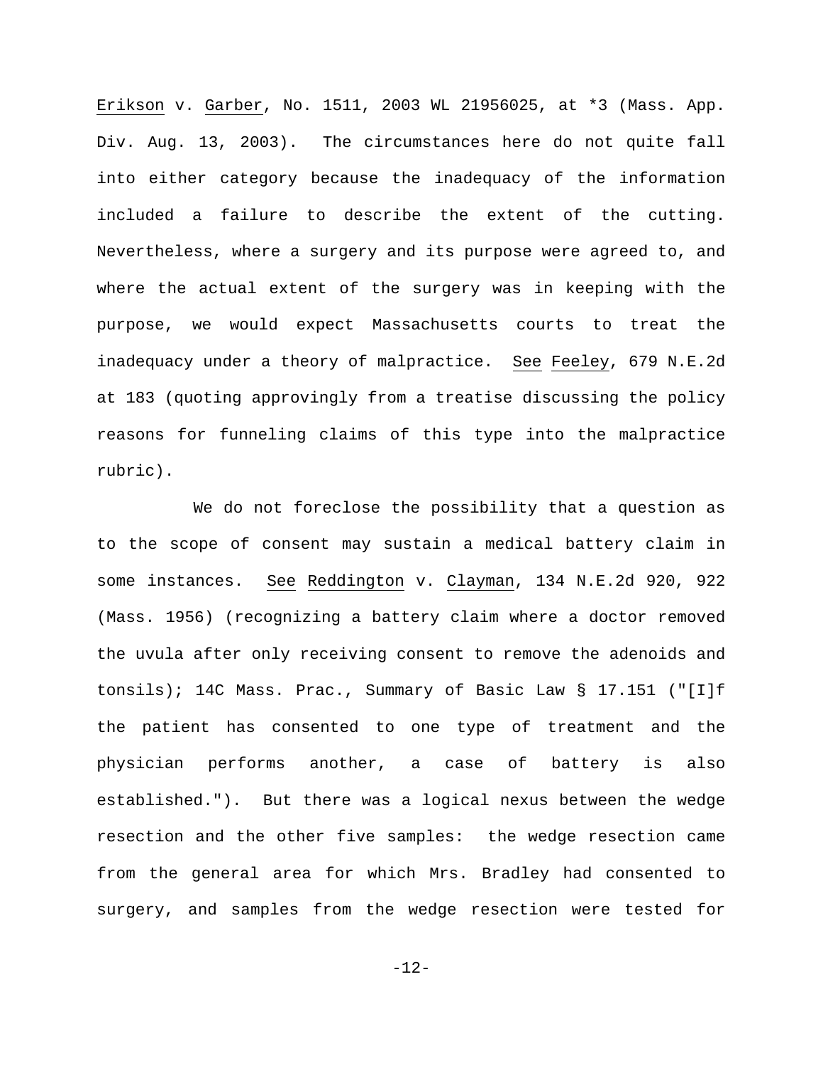Erikson v. Garber, No. 1511, 2003 WL 21956025, at *3 (Mass. App. Div. Aug. 13, 2003). The circumstances here do not quite fall into either category because the inadequacy of the information included a failure to describe the extent of the cutting. Nevertheless, where a surgery and its purpose were agreed to, and where the actual extent of the surgery was in keeping with the purpose, we would expect Massachusetts courts to treat the inadequacy under a theory of malpractice. See Feeley, 679 N.E.2d at 183 (quoting approvingly from a treatise discussing the policy reasons for funneling claims of this type into the malpractice rubric).

We do not foreclose the possibility that a question as to the scope of consent may sustain a medical battery claim in some instances. See Reddington v. Clayman, 134 N.E.2d 920, 922 (Mass. 1956) (recognizing a battery claim where a doctor removed the uvula after only receiving consent to remove the adenoids and tonsils); 14C Mass. Prac., Summary of Basic Law § 17.151 ("[I]f the patient has consented to one type of treatment and the physician performs another, a case of battery is also established."). But there was a logical nexus between the wedge resection and the other five samples: the wedge resection came from the general area for which Mrs. Bradley had consented to surgery, and samples from the wedge resection were tested for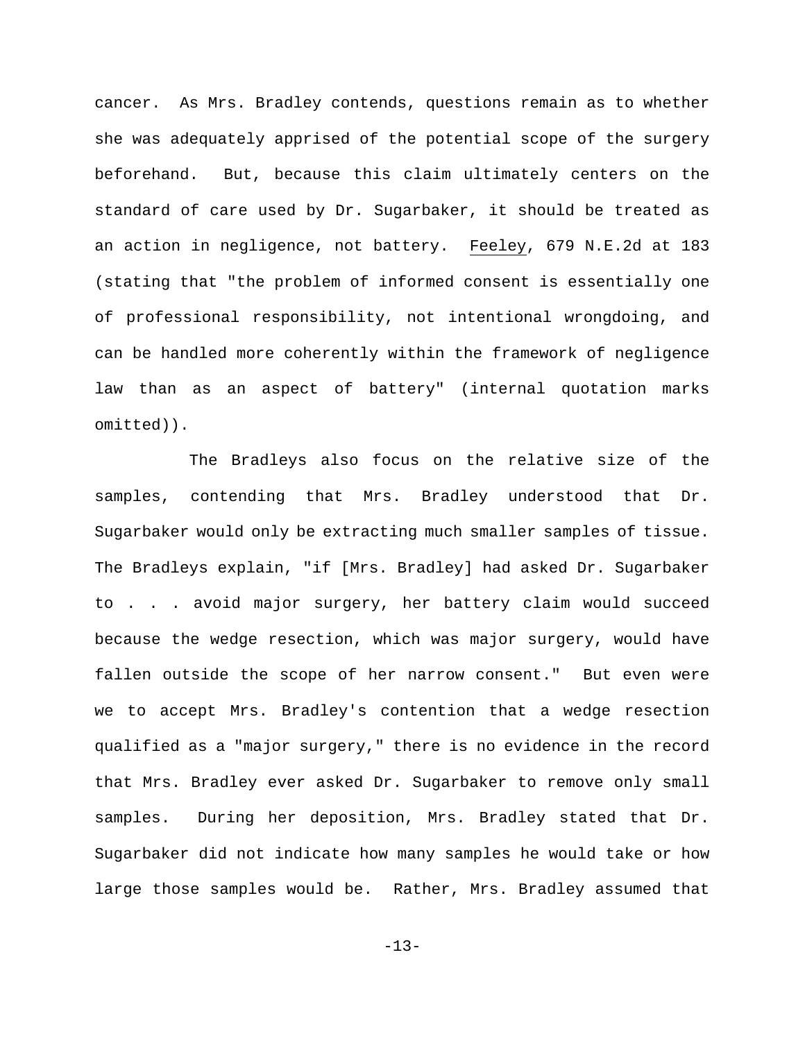cancer. As Mrs. Bradley contends, questions remain as to whether she was adequately apprised of the potential scope of the surgery beforehand. But, because this claim ultimately centers on the standard of care used by Dr. Sugarbaker, it should be treated as an action in negligence, not battery. Feeley, 679 N.E.2d at 183 (stating that "the problem of informed consent is essentially one of professional responsibility, not intentional wrongdoing, and can be handled more coherently within the framework of negligence law than as an aspect of battery" (internal quotation marks omitted)).

The Bradleys also focus on the relative size of the samples, contending that Mrs. Bradley understood that Dr. Sugarbaker would only be extracting much smaller samples of tissue. The Bradleys explain, "if [Mrs. Bradley] had asked Dr. Sugarbaker to . . . avoid major surgery, her battery claim would succeed because the wedge resection, which was major surgery, would have fallen outside the scope of her narrow consent." But even were we to accept Mrs. Bradley's contention that a wedge resection qualified as a "major surgery," there is no evidence in the record that Mrs. Bradley ever asked Dr. Sugarbaker to remove only small samples. During her deposition, Mrs. Bradley stated that Dr. Sugarbaker did not indicate how many samples he would take or how large those samples would be. Rather, Mrs. Bradley assumed that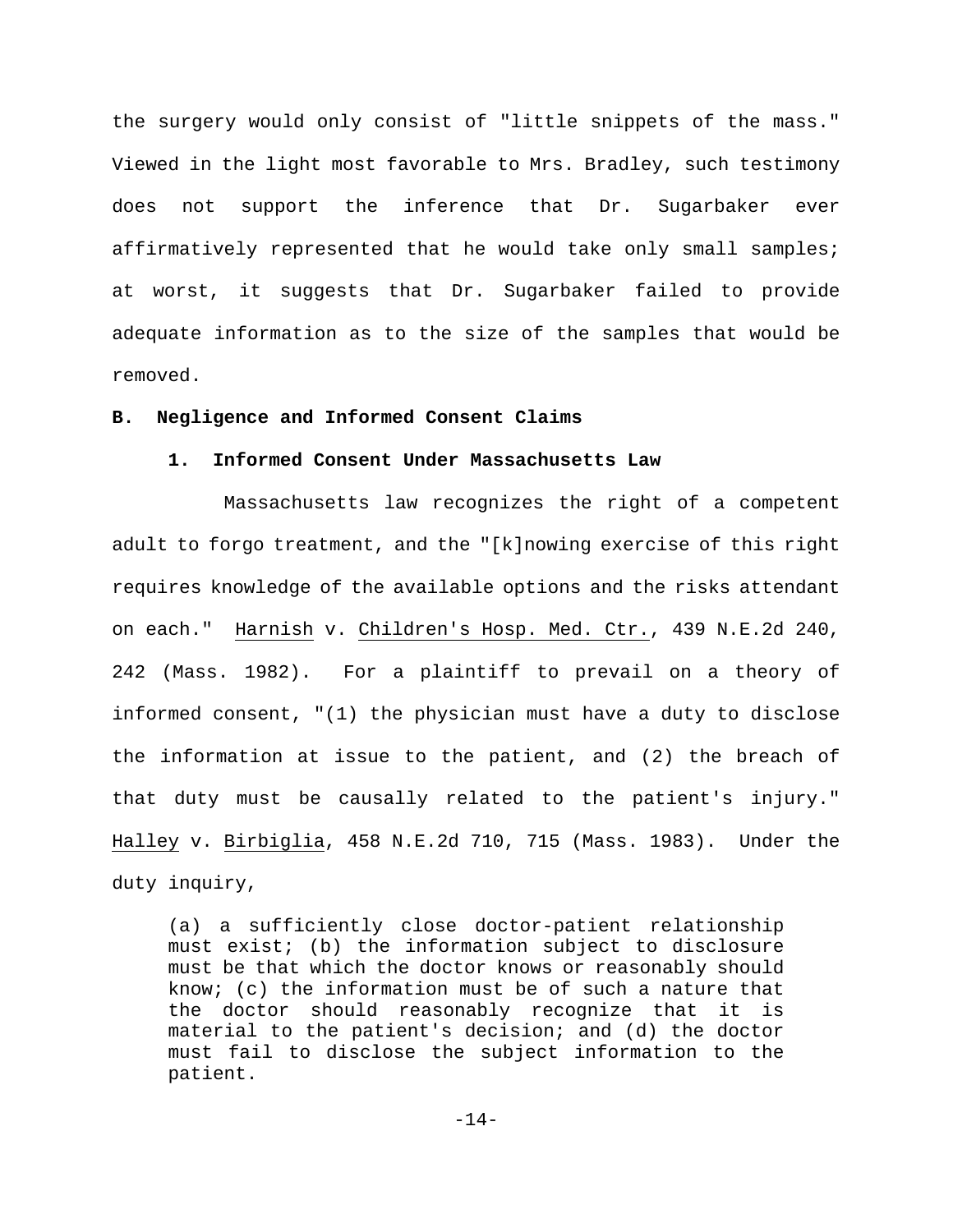the surgery would only consist of "little snippets of the mass." Viewed in the light most favorable to Mrs. Bradley, such testimony does not support the inference that Dr. Sugarbaker ever affirmatively represented that he would take only small samples; at worst, it suggests that Dr. Sugarbaker failed to provide adequate information as to the size of the samples that would be removed.

**B. Negligence and Informed Consent Claims**

**1. Informed Consent Under Massachusetts Law**

Massachusetts law recognizes the right of a competent adult to forgo treatment, and the "[k]nowing exercise of this right requires knowledge of the available options and the risks attendant on each." Harnish v. Children's Hosp. Med. Ctr., 439 N.E.2d 240, 242 (Mass. 1982). For a plaintiff to prevail on a theory of informed consent, "(1) the physician must have a duty to disclose the information at issue to the patient, and (2) the breach of that duty must be causally related to the patient's injury." Halley v. Birbiglia, 458 N.E.2d 710, 715 (Mass. 1983). Under the duty inquiry,

> (a) a sufficiently close doctor-patient relationship must exist; (b) the information subject to disclosure must be that which the doctor knows or reasonably should know; (c) the information must be of such a nature that the doctor should reasonably recognize that it is material to the patient's decision; and (d) the doctor must fail to disclose the subject information to the patient.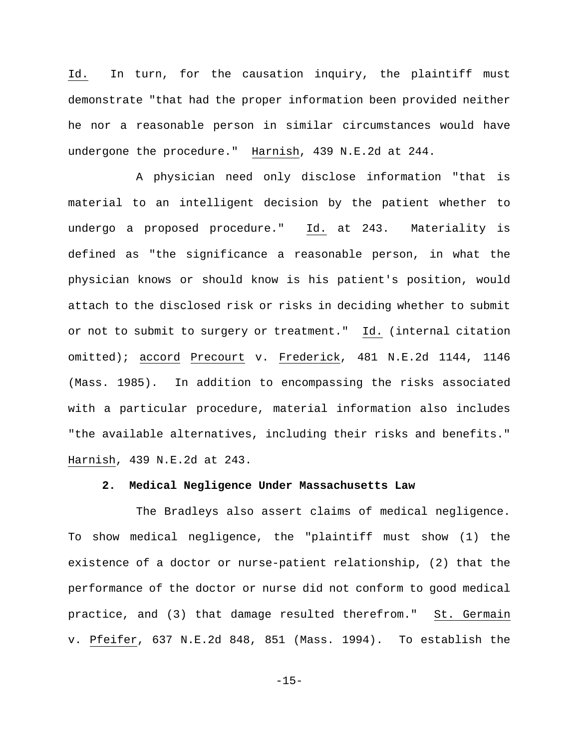*Id.* In turn, for the causation inquiry, the plaintiff must demonstrate "that had the proper information been provided neither he nor a reasonable person in similar circumstances would have undergone the procedure." *Harnish*, 439 N.E.2d at 244.

A physician need only disclose information "that is material to an intelligent decision by the patient whether to undergo a proposed procedure." *Id.* at 243. Materiality is defined as "the significance a reasonable person, in what the physician knows or should know is his patient's position, would attach to the disclosed risk or risks in deciding whether to submit or not to submit to surgery or treatment." *Id.* (internal citation omitted); *accord* *Precourt* v. *Frederick*, 481 N.E.2d 1144, 1146 (Mass. 1985). In addition to encompassing the risks associated with a particular procedure, material information also includes "the available alternatives, including their risks and benefits." *Harnish*, 439 N.E.2d at 243.

**2. Medical Negligence Under Massachusetts Law**

The Bradleys also assert claims of medical negligence. To show medical negligence, the "plaintiff must show (1) the existence of a doctor or nurse-patient relationship, (2) that the performance of the doctor or nurse did not conform to good medical practice, and (3) that damage resulted therefrom." *St. Germain* v. *Pfeifer*, 637 N.E.2d 848, 851 (Mass. 1994). To establish the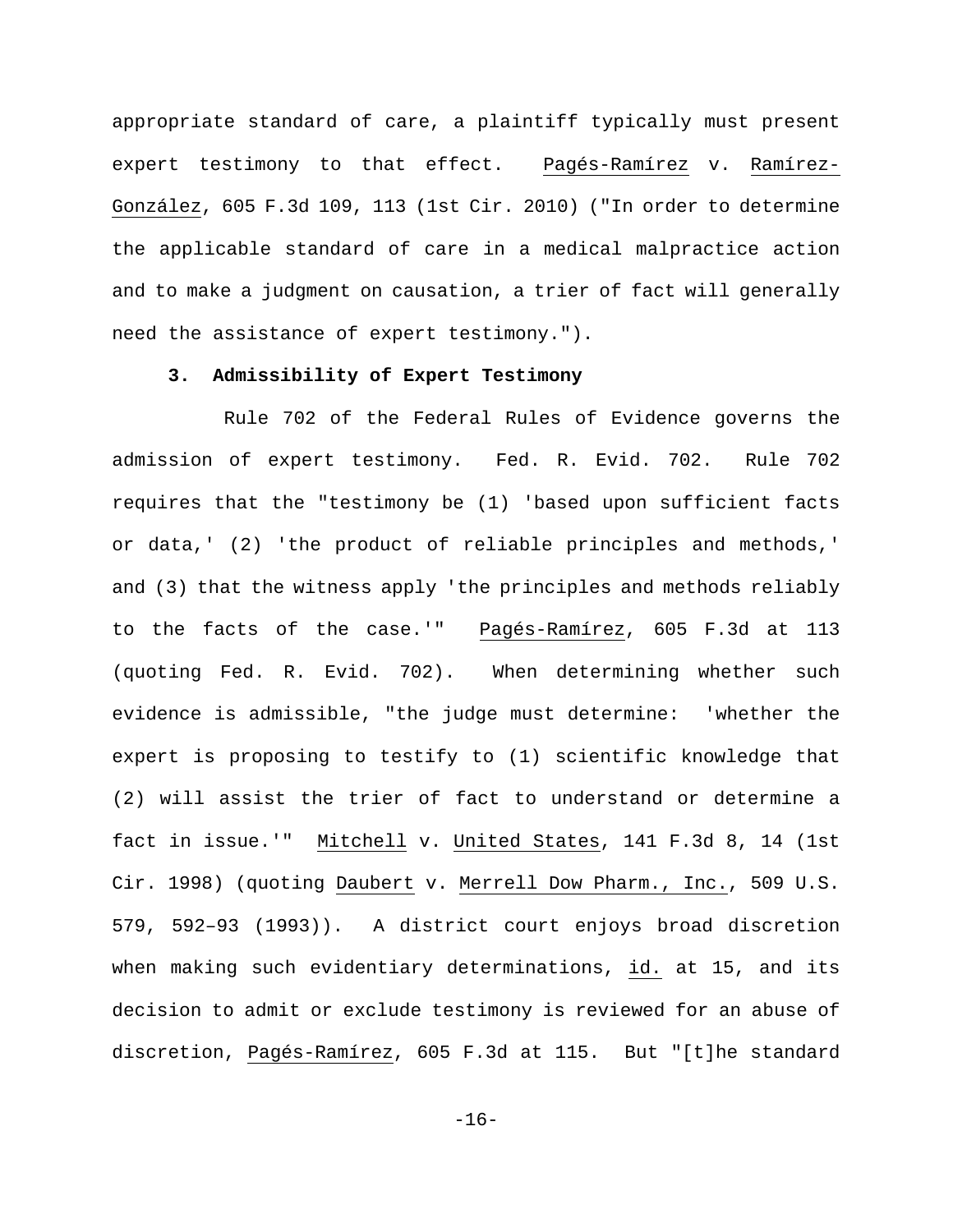appropriate standard of care, a plaintiff typically must present expert testimony to that effect. Pagés-Ramírez v. Ramírez-González, 605 F.3d 109, 113 (1st Cir. 2010) ("In order to determine the applicable standard of care in a medical malpractice action and to make a judgment on causation, a trier of fact will generally need the assistance of expert testimony.").

**3. Admissibility of Expert Testimony**

Rule 702 of the Federal Rules of Evidence governs the admission of expert testimony. Fed. R. Evid. 702. Rule 702 requires that the "testimony be (1) 'based upon sufficient facts or data,' (2) 'the product of reliable principles and methods,' and (3) that the witness apply 'the principles and methods reliably to the facts of the case.'" Pagés-Ramírez, 605 F.3d at 113 (quoting Fed. R. Evid. 702). When determining whether such evidence is admissible, "the judge must determine: 'whether the expert is proposing to testify to (1) scientific knowledge that (2) will assist the trier of fact to understand or determine a fact in issue.'" Mitchell v. United States, 141 F.3d 8, 14 (1st Cir. 1998) (quoting Daubert v. Merrell Dow Pharm., Inc., 509 U.S. 579, 592–93 (1993)). A district court enjoys broad discretion when making such evidentiary determinations, id. at 15, and its decision to admit or exclude testimony is reviewed for an abuse of discretion, Pagés-Ramírez, 605 F.3d at 115. But "[t]he standard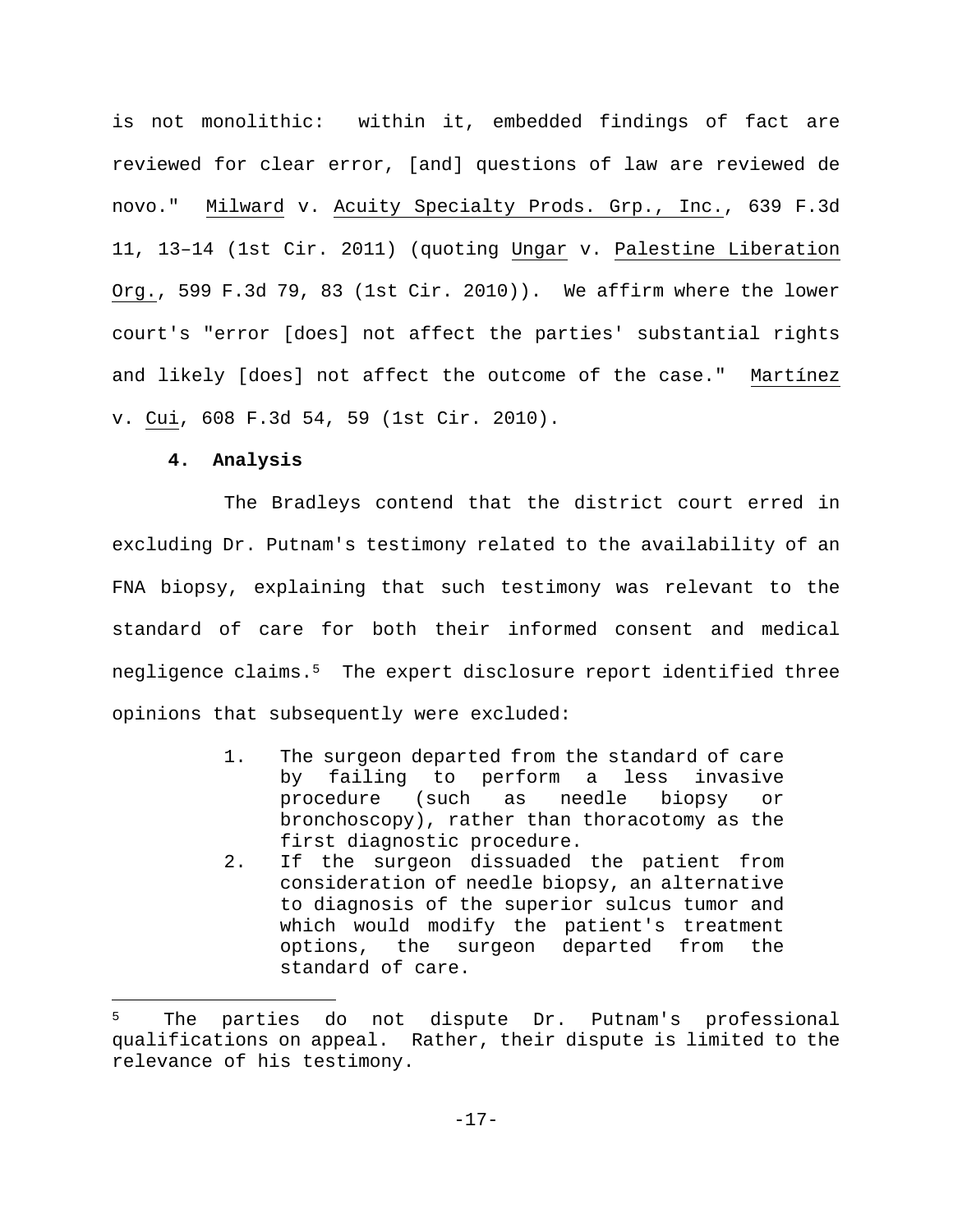is not monolithic: within it, embedded findings of fact are reviewed for clear error, [and] questions of law are reviewed de novo." Milward v. Acuity Specialty Prods. Grp., Inc., 639 F.3d 11, 13–14 (1st Cir. 2011) (quoting Ungar v. Palestine Liberation Org., 599 F.3d 79, 83 (1st Cir. 2010)). We affirm where the lower court's "error [does] not affect the parties' substantial rights and likely [does] not affect the outcome of the case." Martínez v. Cui, 608 F.3d 54, 59 (1st Cir. 2010).

**4. Analysis**

The Bradleys contend that the district court erred in excluding Dr. Putnam's testimony related to the availability of an FNA biopsy, explaining that such testimony was relevant to the standard of care for both their informed consent and medical negligence claims.[5] The expert disclosure report identified three opinions that subsequently were excluded:

> 1. The surgeon departed from the standard of care by failing to perform a less invasive procedure (such as needle biopsy or bronchoscopy), rather than thoracotomy as the first diagnostic procedure.
> 2. If the surgeon dissuaded the patient from consideration of needle biopsy, an alternative to diagnosis of the superior sulcus tumor and which would modify the patient's treatment options, the surgeon departed from the standard of care.

[5] The parties do not dispute Dr. Putnam's professional qualifications on appeal. Rather, their dispute is limited to the relevance of his testimony.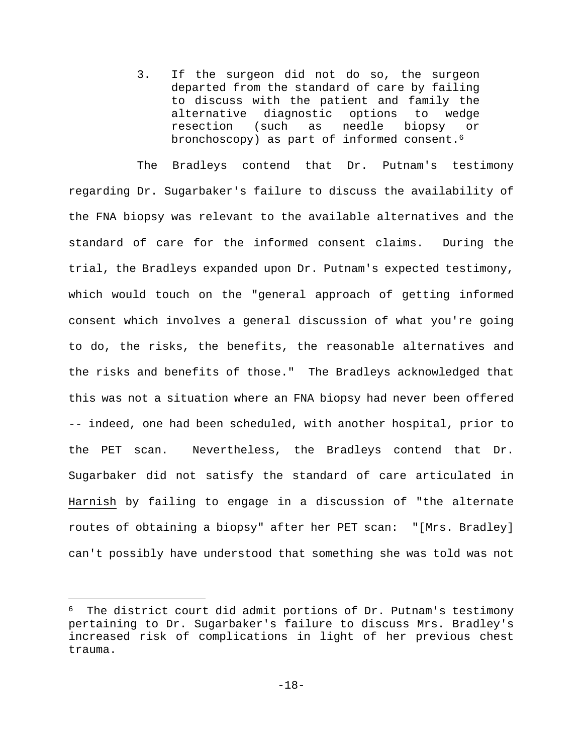3. If the surgeon did not do so, the surgeon departed from the standard of care by failing to discuss with the patient and family the alternative diagnostic options to wedge resection (such as needle biopsy or bronchoscopy) as part of informed consent.[6]

The Bradleys contend that Dr. Putnam's testimony regarding Dr. Sugarbaker's failure to discuss the availability of the FNA biopsy was relevant to the available alternatives and the standard of care for the informed consent claims. During the trial, the Bradleys expanded upon Dr. Putnam's expected testimony, which would touch on the "general approach of getting informed consent which involves a general discussion of what you're going to do, the risks, the benefits, the reasonable alternatives and the risks and benefits of those." The Bradleys acknowledged that this was not a situation where an FNA biopsy had never been offered -- indeed, one had been scheduled, with another hospital, prior to the PET scan. Nevertheless, the Bradleys contend that Dr. Sugarbaker did not satisfy the standard of care articulated in Harnish by failing to engage in a discussion of "the alternate routes of obtaining a biopsy" after her PET scan: "[Mrs. Bradley] can't possibly have understood that something she was told was not

---

[6] The district court did admit portions of Dr. Putnam's testimony pertaining to Dr. Sugarbaker's failure to discuss Mrs. Bradley's increased risk of complications in light of her previous chest trauma.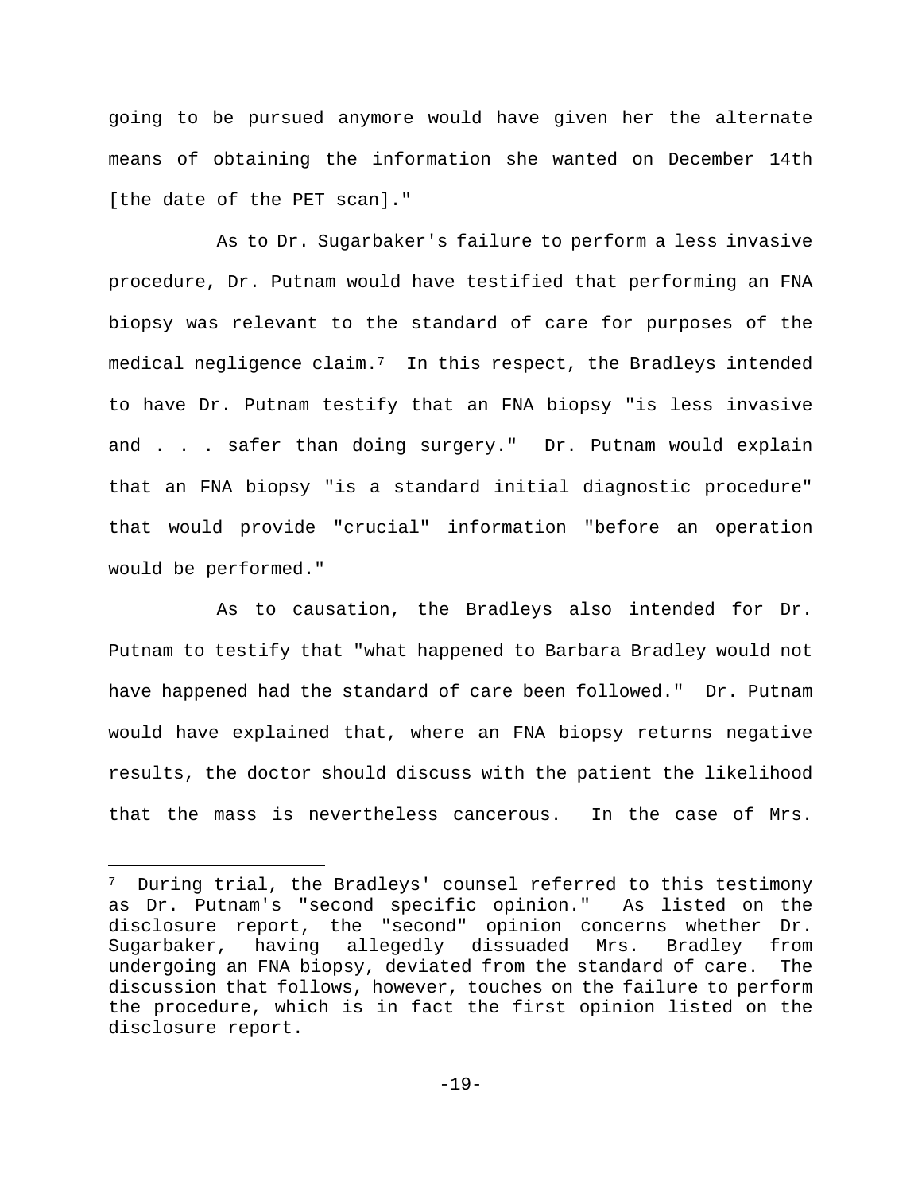going to be pursued anymore would have given her the alternate means of obtaining the information she wanted on December 14th [the date of the PET scan]."

As to Dr. Sugarbaker's failure to perform a less invasive procedure, Dr. Putnam would have testified that performing an FNA biopsy was relevant to the standard of care for purposes of the medical negligence claim.[7] In this respect, the Bradleys intended to have Dr. Putnam testify that an FNA biopsy "is less invasive and . . . safer than doing surgery." Dr. Putnam would explain that an FNA biopsy "is a standard initial diagnostic procedure" that would provide "crucial" information "before an operation would be performed."

As to causation, the Bradleys also intended for Dr. Putnam to testify that "what happened to Barbara Bradley would not have happened had the standard of care been followed." Dr. Putnam would have explained that, where an FNA biopsy returns negative results, the doctor should discuss with the patient the likelihood that the mass is nevertheless cancerous. In the case of Mrs.

---

[7] During trial, the Bradleys' counsel referred to this testimony as Dr. Putnam's "second specific opinion." As listed on the disclosure report, the "second" opinion concerns whether Dr. Sugarbaker, having allegedly dissuaded Mrs. Bradley from undergoing an FNA biopsy, deviated from the standard of care. The discussion that follows, however, touches on the failure to perform the procedure, which is in fact the first opinion listed on the disclosure report.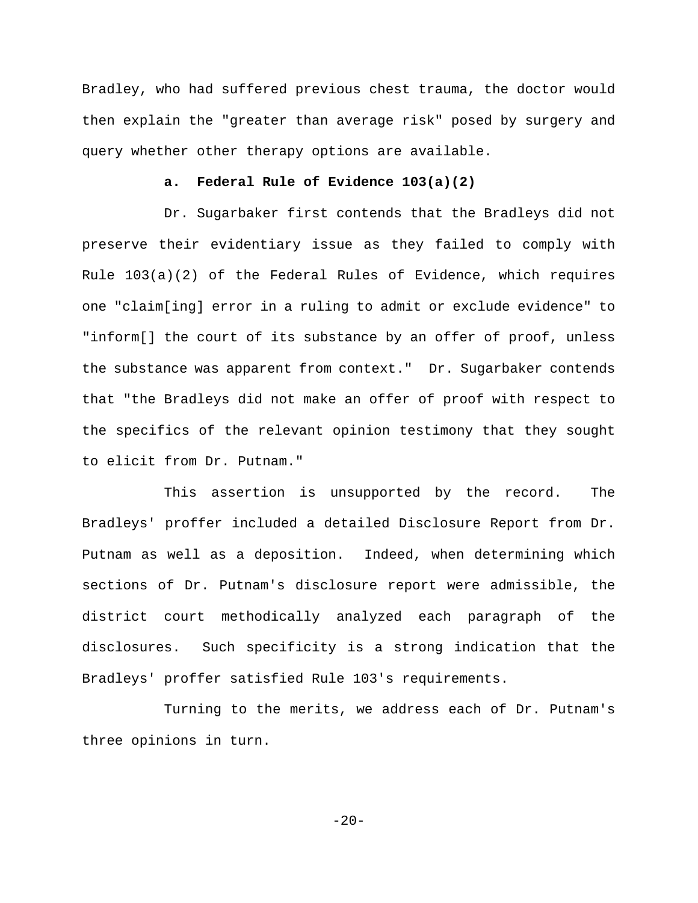Bradley, who had suffered previous chest trauma, the doctor would then explain the "greater than average risk" posed by surgery and query whether other therapy options are available.

**a. Federal Rule of Evidence 103(a)(2)**

Dr. Sugarbaker first contends that the Bradleys did not preserve their evidentiary issue as they failed to comply with Rule 103(a)(2) of the Federal Rules of Evidence, which requires one "claim[ing] error in a ruling to admit or exclude evidence" to "inform[] the court of its substance by an offer of proof, unless the substance was apparent from context." Dr. Sugarbaker contends that "the Bradleys did not make an offer of proof with respect to the specifics of the relevant opinion testimony that they sought to elicit from Dr. Putnam."

This assertion is unsupported by the record. The Bradleys' proffer included a detailed Disclosure Report from Dr. Putnam as well as a deposition. Indeed, when determining which sections of Dr. Putnam's disclosure report were admissible, the district court methodically analyzed each paragraph of the disclosures. Such specificity is a strong indication that the Bradleys' proffer satisfied Rule 103's requirements.

Turning to the merits, we address each of Dr. Putnam's three opinions in turn.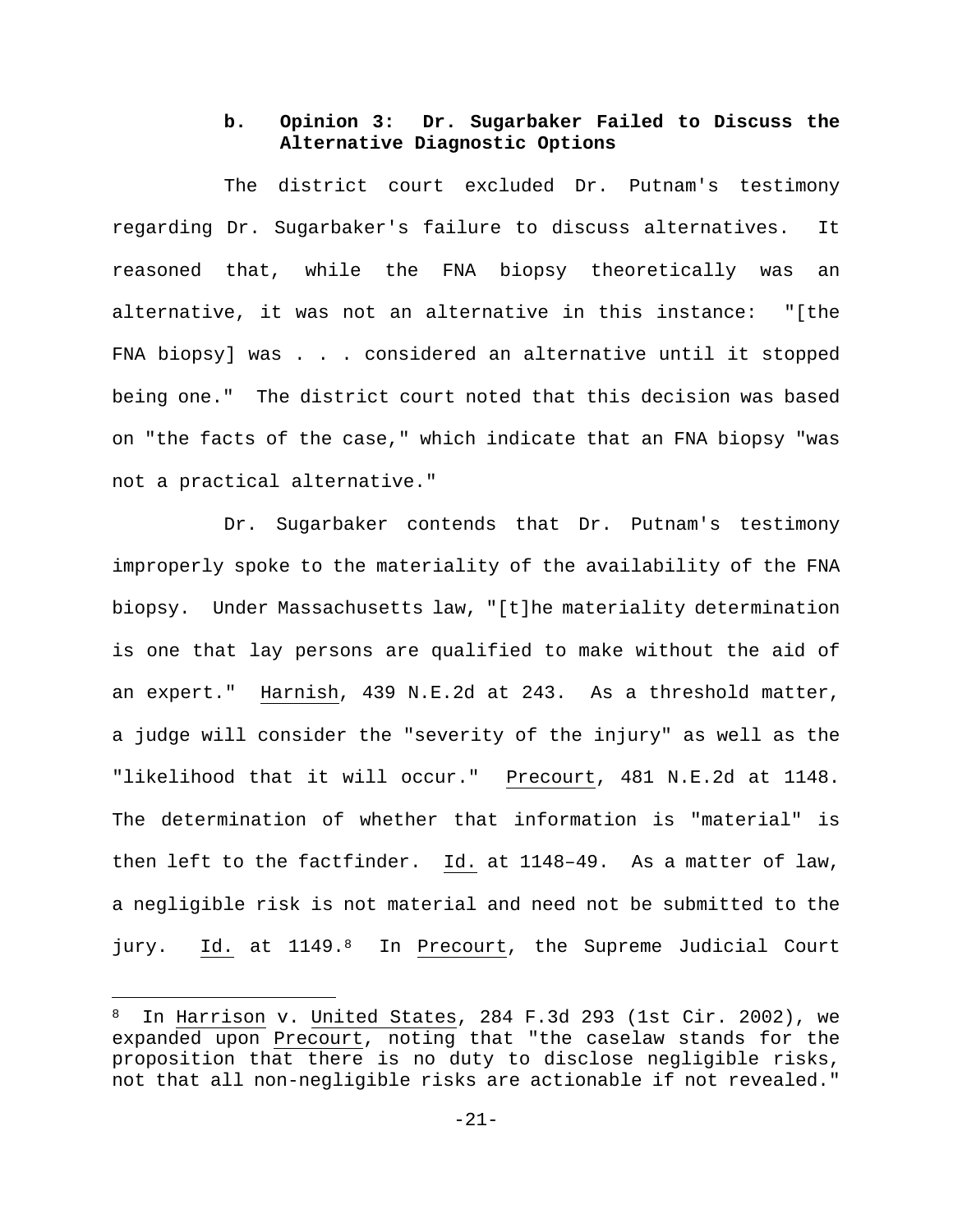**b. Opinion 3: Dr. Sugarbaker Failed to Discuss the Alternative Diagnostic Options**

The district court excluded Dr. Putnam's testimony regarding Dr. Sugarbaker's failure to discuss alternatives. It reasoned that, while the FNA biopsy theoretically was an alternative, it was not an alternative in this instance: "[the FNA biopsy] was . . . considered an alternative until it stopped being one." The district court noted that this decision was based on "the facts of the case," which indicate that an FNA biopsy "was not a practical alternative."

Dr. Sugarbaker contends that Dr. Putnam's testimony improperly spoke to the materiality of the availability of the FNA biopsy. Under Massachusetts law, "[t]he materiality determination is one that lay persons are qualified to make without the aid of an expert." Harnish, 439 N.E.2d at 243. As a threshold matter, a judge will consider the "severity of the injury" as well as the "likelihood that it will occur." Precourt, 481 N.E.2d at 1148. The determination of whether that information is "material" is then left to the factfinder. Id. at 1148–49. As a matter of law, a negligible risk is not material and need not be submitted to the jury. Id. at 1149.[8] In Precourt, the Supreme Judicial Court

[8] In Harrison v. United States, 284 F.3d 293 (1st Cir. 2002), we expanded upon Precourt, noting that "the caselaw stands for the proposition that there is no duty to disclose negligible risks, not that all non-negligible risks are actionable if not revealed."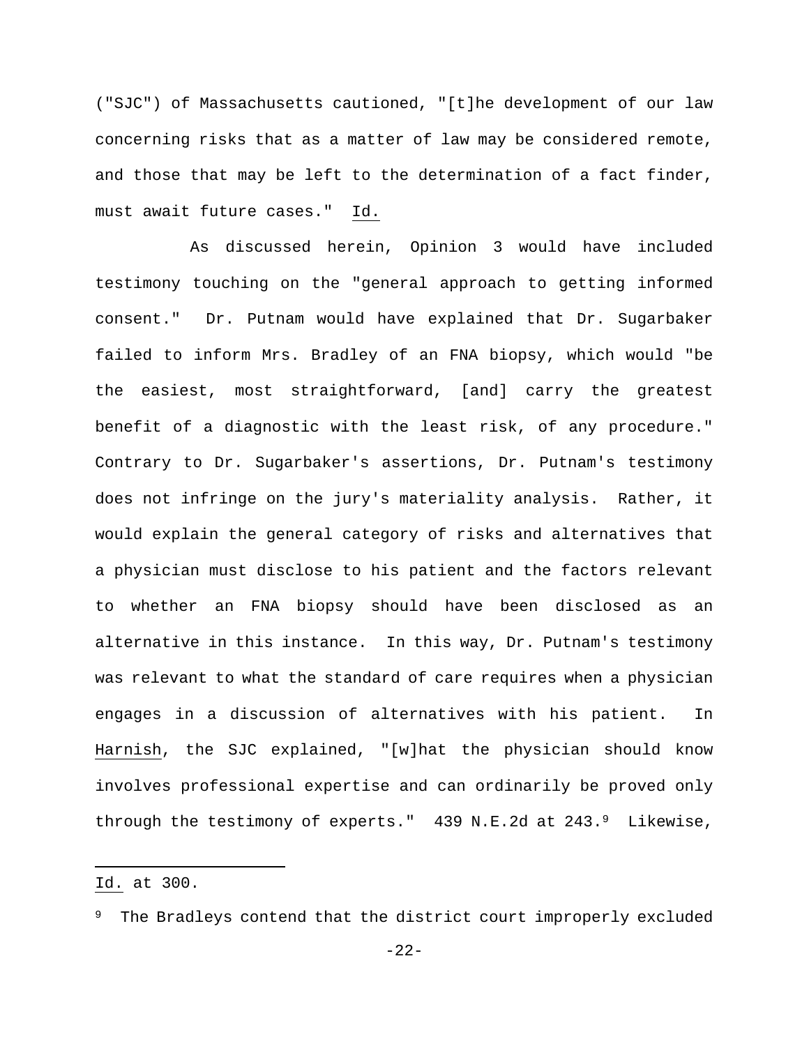("SJC") of Massachusetts cautioned, "[t]he development of our law concerning risks that as a matter of law may be considered remote, and those that may be left to the determination of a fact finder, must await future cases." Id.

As discussed herein, Opinion 3 would have included testimony touching on the "general approach to getting informed consent." Dr. Putnam would have explained that Dr. Sugarbaker failed to inform Mrs. Bradley of an FNA biopsy, which would "be the easiest, most straightforward, [and] carry the greatest benefit of a diagnostic with the least risk, of any procedure." Contrary to Dr. Sugarbaker's assertions, Dr. Putnam's testimony does not infringe on the jury's materiality analysis. Rather, it would explain the general category of risks and alternatives that a physician must disclose to his patient and the factors relevant to whether an FNA biopsy should have been disclosed as an alternative in this instance. In this way, Dr. Putnam's testimony was relevant to what the standard of care requires when a physician engages in a discussion of alternatives with his patient. In Harnish, the SJC explained, "[w]hat the physician should know involves professional expertise and can ordinarily be proved only through the testimony of experts." 439 N.E.2d at 243.[9] Likewise,

---

Id. at 300.

[9] The Bradleys contend that the district court improperly excluded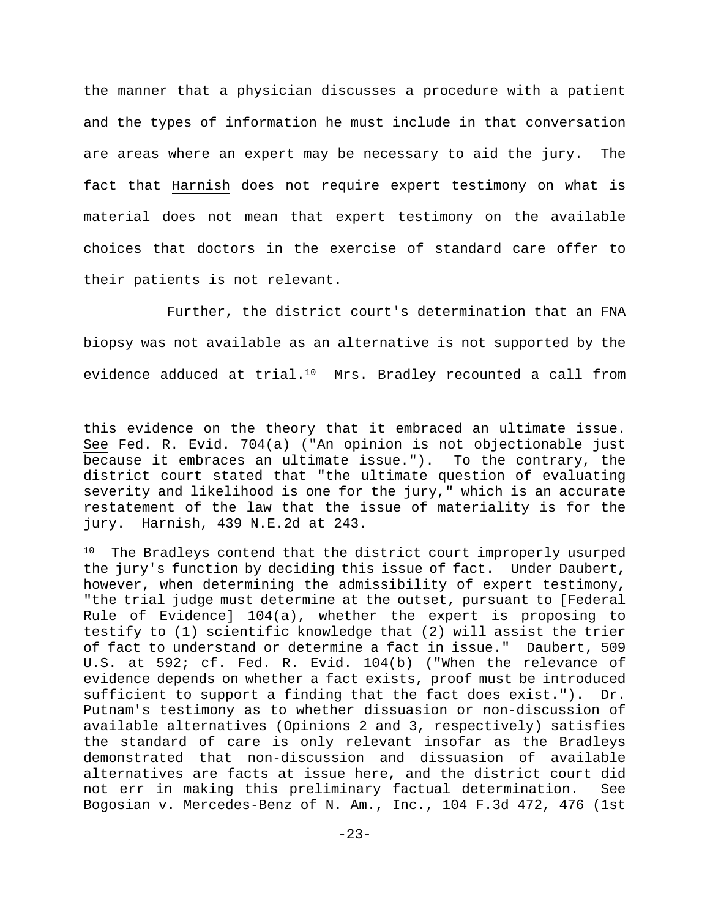the manner that a physician discusses a procedure with a patient and the types of information he must include in that conversation are areas where an expert may be necessary to aid the jury. The fact that Harnish does not require expert testimony on what is material does not mean that expert testimony on the available choices that doctors in the exercise of standard care offer to their patients is not relevant.

Further, the district court's determination that an FNA biopsy was not available as an alternative is not supported by the evidence adduced at trial.[10] Mrs. Bradley recounted a call from

---

this evidence on the theory that it embraced an ultimate issue. See Fed. R. Evid. 704(a) ("An opinion is not objectionable just because it embraces an ultimate issue."). To the contrary, the district court stated that "the ultimate question of evaluating severity and likelihood is one for the jury," which is an accurate restatement of the law that the issue of materiality is for the jury. Harnish, 439 N.E.2d at 243.

[10] The Bradleys contend that the district court improperly usurped the jury's function by deciding this issue of fact. Under Daubert, however, when determining the admissibility of expert testimony, "the trial judge must determine at the outset, pursuant to [Federal Rule of Evidence] 104(a), whether the expert is proposing to testify to (1) scientific knowledge that (2) will assist the trier of fact to understand or determine a fact in issue." Daubert, 509 U.S. at 592; cf. Fed. R. Evid. 104(b) ("When the relevance of evidence depends on whether a fact exists, proof must be introduced sufficient to support a finding that the fact does exist."). Dr. Putnam's testimony as to whether dissuasion or non-discussion of available alternatives (Opinions 2 and 3, respectively) satisfies the standard of care is only relevant insofar as the Bradleys demonstrated that non-discussion and dissuasion of available alternatives are facts at issue here, and the district court did not err in making this preliminary factual determination. See Bogosian v. Mercedes-Benz of N. Am., Inc., 104 F.3d 472, 476 (1st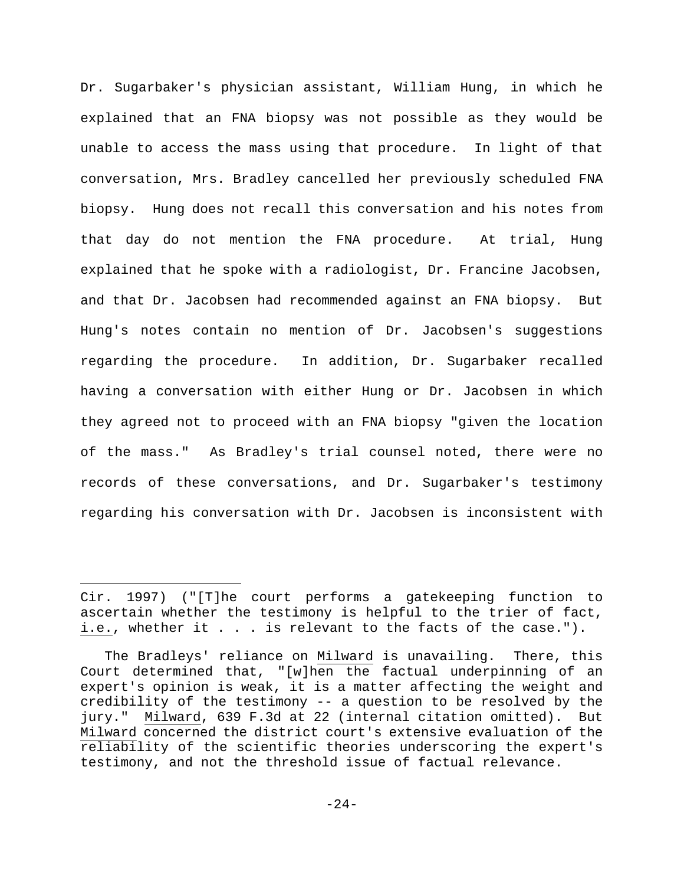Dr. Sugarbaker's physician assistant, William Hung, in which he explained that an FNA biopsy was not possible as they would be unable to access the mass using that procedure. In light of that conversation, Mrs. Bradley cancelled her previously scheduled FNA biopsy. Hung does not recall this conversation and his notes from that day do not mention the FNA procedure. At trial, Hung explained that he spoke with a radiologist, Dr. Francine Jacobsen, and that Dr. Jacobsen had recommended against an FNA biopsy. But Hung's notes contain no mention of Dr. Jacobsen's suggestions regarding the procedure. In addition, Dr. Sugarbaker recalled having a conversation with either Hung or Dr. Jacobsen in which they agreed not to proceed with an FNA biopsy "given the location of the mass." As Bradley's trial counsel noted, there were no records of these conversations, and Dr. Sugarbaker's testimony regarding his conversation with Dr. Jacobsen is inconsistent with

---

Cir. 1997) ("[T]he court performs a gatekeeping function to ascertain whether the testimony is helpful to the trier of fact, i.e., whether it . . . is relevant to the facts of the case.").

The Bradleys' reliance on Milward is unavailing. There, this Court determined that, "[w]hen the factual underpinning of an expert's opinion is weak, it is a matter affecting the weight and credibility of the testimony -- a question to be resolved by the jury." Milward, 639 F.3d at 22 (internal citation omitted). But Milward concerned the district court's extensive evaluation of the reliability of the scientific theories underscoring the expert's testimony, and not the threshold issue of factual relevance.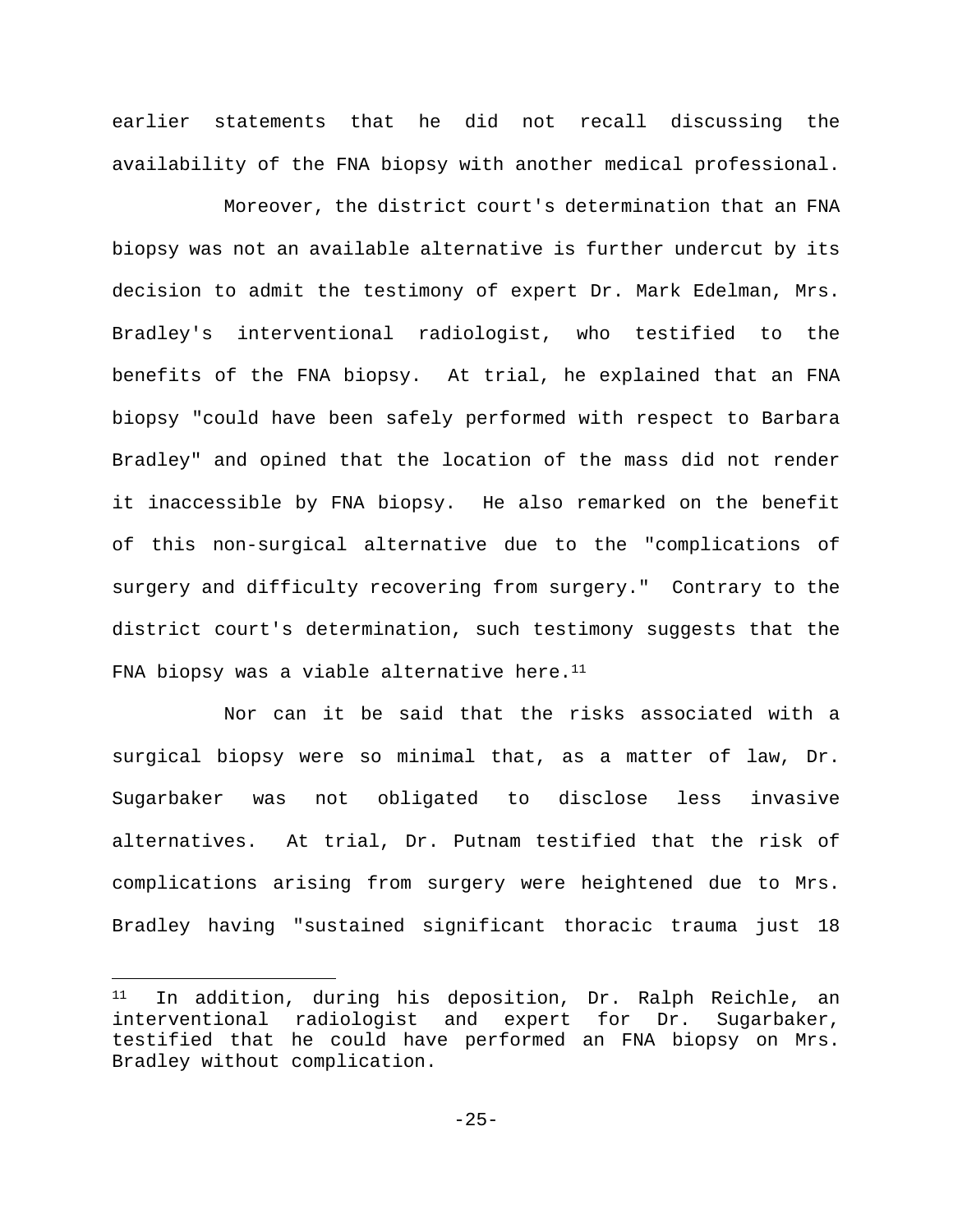earlier statements that he did not recall discussing the availability of the FNA biopsy with another medical professional.

Moreover, the district court's determination that an FNA biopsy was not an available alternative is further undercut by its decision to admit the testimony of expert Dr. Mark Edelman, Mrs. Bradley's interventional radiologist, who testified to the benefits of the FNA biopsy. At trial, he explained that an FNA biopsy "could have been safely performed with respect to Barbara Bradley" and opined that the location of the mass did not render it inaccessible by FNA biopsy. He also remarked on the benefit of this non-surgical alternative due to the "complications of surgery and difficulty recovering from surgery." Contrary to the district court's determination, such testimony suggests that the FNA biopsy was a viable alternative here.[11]

Nor can it be said that the risks associated with a surgical biopsy were so minimal that, as a matter of law, Dr. Sugarbaker was not obligated to disclose less invasive alternatives. At trial, Dr. Putnam testified that the risk of complications arising from surgery were heightened due to Mrs. Bradley having "sustained significant thoracic trauma just 18

---

[11] In addition, during his deposition, Dr. Ralph Reichle, an interventional radiologist and expert for Dr. Sugarbaker, testified that he could have performed an FNA biopsy on Mrs. Bradley without complication.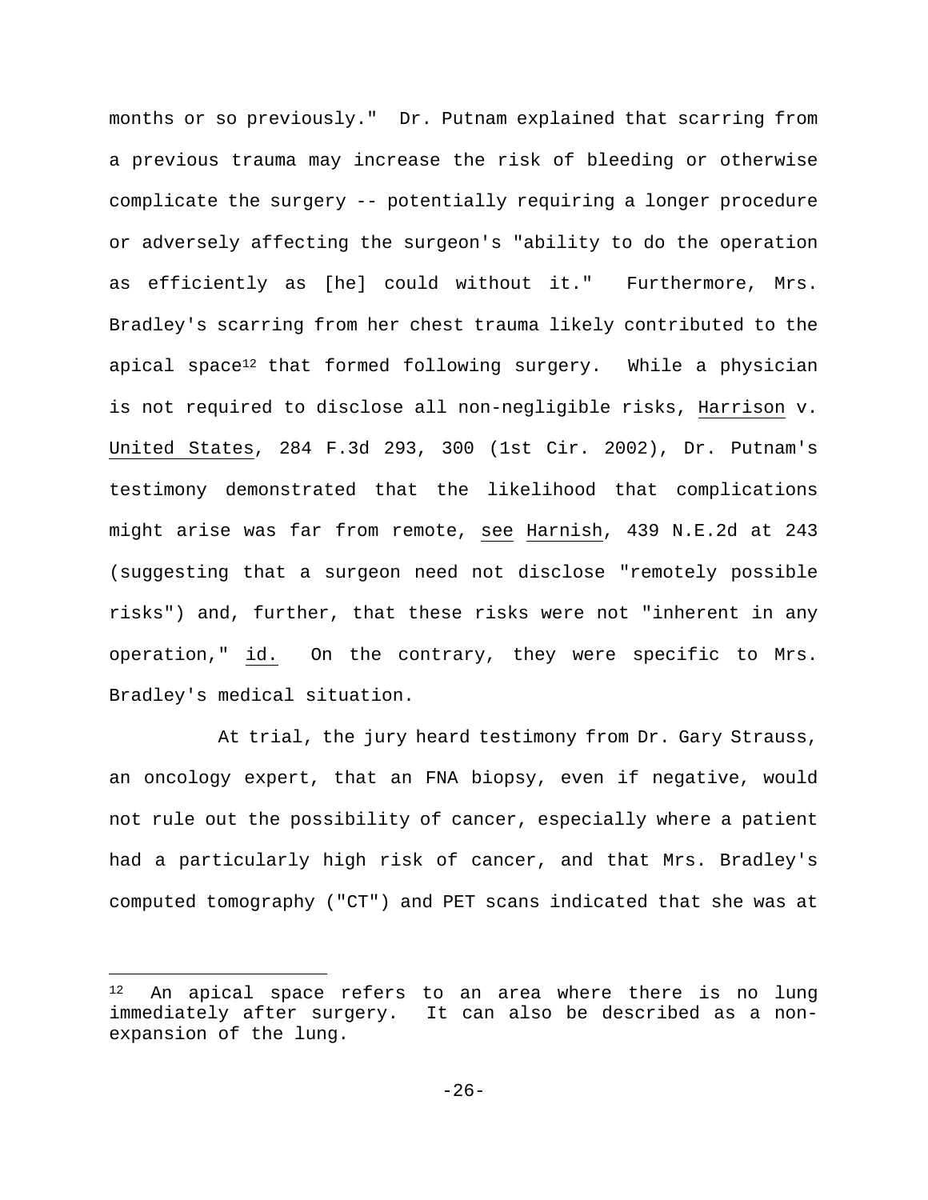months or so previously." Dr. Putnam explained that scarring from a previous trauma may increase the risk of bleeding or otherwise complicate the surgery -- potentially requiring a longer procedure or adversely affecting the surgeon's "ability to do the operation as efficiently as [he] could without it." Furthermore, Mrs. Bradley's scarring from her chest trauma likely contributed to the apical space[12] that formed following surgery. While a physician is not required to disclose all non-negligible risks, Harrison v. United States, 284 F.3d 293, 300 (1st Cir. 2002), Dr. Putnam's testimony demonstrated that the likelihood that complications might arise was far from remote, see Harnish, 439 N.E.2d at 243 (suggesting that a surgeon need not disclose "remotely possible risks") and, further, that these risks were not "inherent in any operation," id. On the contrary, they were specific to Mrs. Bradley's medical situation.

At trial, the jury heard testimony from Dr. Gary Strauss, an oncology expert, that an FNA biopsy, even if negative, would not rule out the possibility of cancer, especially where a patient had a particularly high risk of cancer, and that Mrs. Bradley's computed tomography ("CT") and PET scans indicated that she was at

---

[12] An apical space refers to an area where there is no lung immediately after surgery. It can also be described as a non-expansion of the lung.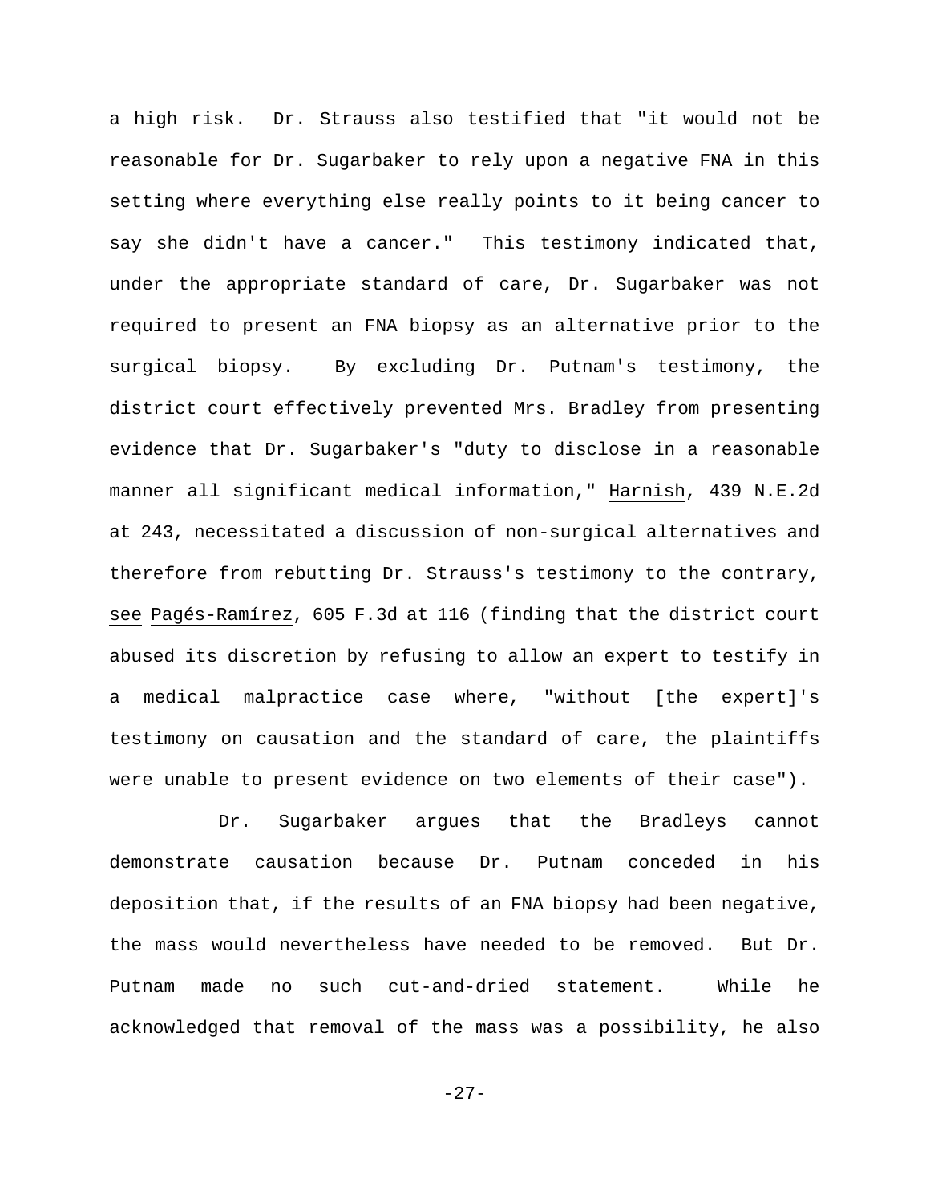a high risk. Dr. Strauss also testified that "it would not be reasonable for Dr. Sugarbaker to rely upon a negative FNA in this setting where everything else really points to it being cancer to say she didn't have a cancer." This testimony indicated that, under the appropriate standard of care, Dr. Sugarbaker was not required to present an FNA biopsy as an alternative prior to the surgical biopsy. By excluding Dr. Putnam's testimony, the district court effectively prevented Mrs. Bradley from presenting evidence that Dr. Sugarbaker's "duty to disclose in a reasonable manner all significant medical information," Harnish, 439 N.E.2d at 243, necessitated a discussion of non-surgical alternatives and therefore from rebutting Dr. Strauss's testimony to the contrary, see Pagés-Ramírez, 605 F.3d at 116 (finding that the district court abused its discretion by refusing to allow an expert to testify in a medical malpractice case where, "without [the expert]'s testimony on causation and the standard of care, the plaintiffs were unable to present evidence on two elements of their case").

Dr. Sugarbaker argues that the Bradleys cannot demonstrate causation because Dr. Putnam conceded in his deposition that, if the results of an FNA biopsy had been negative, the mass would nevertheless have needed to be removed. But Dr. Putnam made no such cut-and-dried statement. While he acknowledged that removal of the mass was a possibility, he also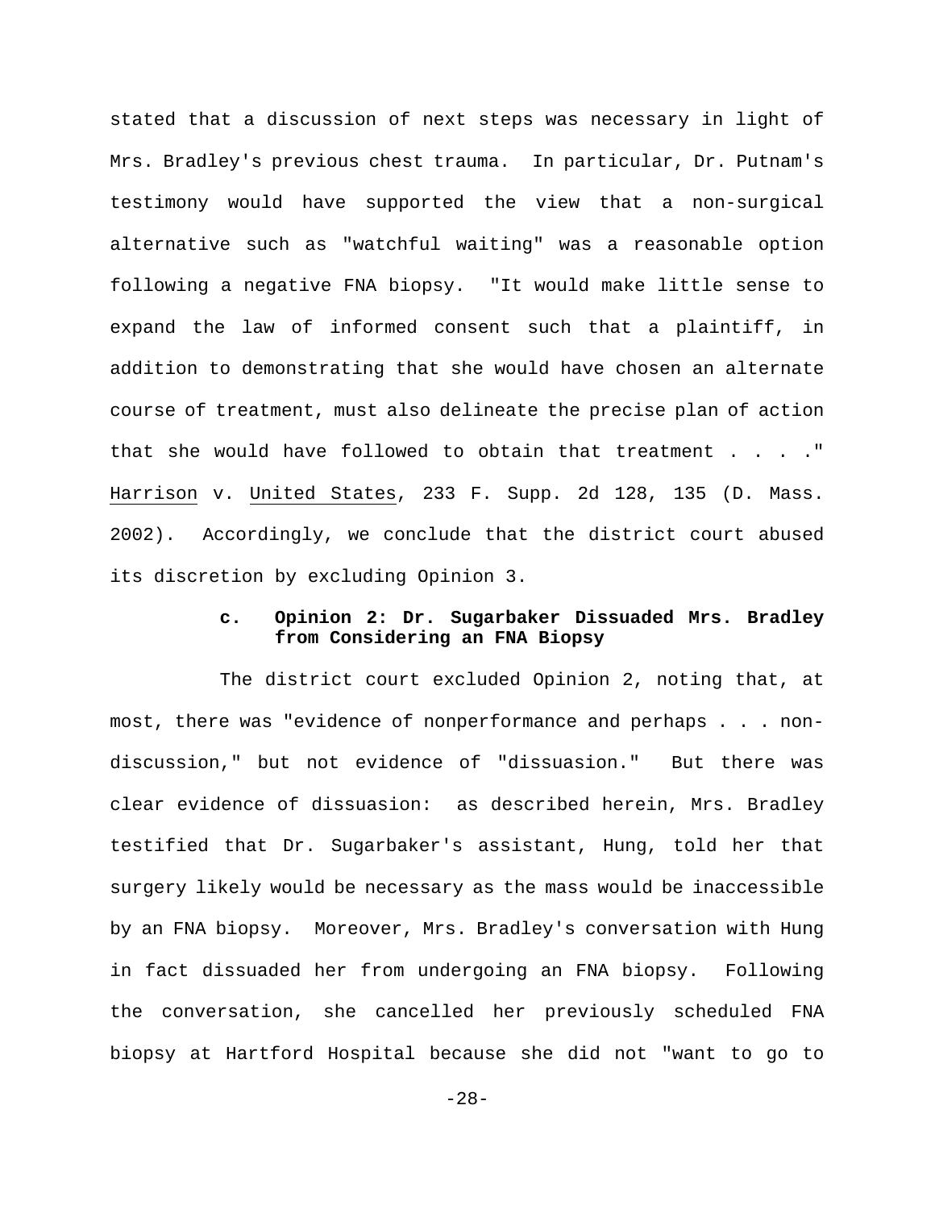stated that a discussion of next steps was necessary in light of Mrs. Bradley's previous chest trauma. In particular, Dr. Putnam's testimony would have supported the view that a non-surgical alternative such as "watchful waiting" was a reasonable option following a negative FNA biopsy. "It would make little sense to expand the law of informed consent such that a plaintiff, in addition to demonstrating that she would have chosen an alternate course of treatment, must also delineate the precise plan of action that she would have followed to obtain that treatment . . . ." Harrison v. United States, 233 F. Supp. 2d 128, 135 (D. Mass. 2002). Accordingly, we conclude that the district court abused its discretion by excluding Opinion 3.

#### c. Opinion 2: Dr. Sugarbaker Dissuaded Mrs. Bradley from Considering an FNA Biopsy

The district court excluded Opinion 2, noting that, at most, there was "evidence of nonperformance and perhaps . . . non-discussion," but not evidence of "dissuasion." But there was clear evidence of dissuasion: as described herein, Mrs. Bradley testified that Dr. Sugarbaker's assistant, Hung, told her that surgery likely would be necessary as the mass would be inaccessible by an FNA biopsy. Moreover, Mrs. Bradley's conversation with Hung in fact dissuaded her from undergoing an FNA biopsy. Following the conversation, she cancelled her previously scheduled FNA biopsy at Hartford Hospital because she did not "want to go to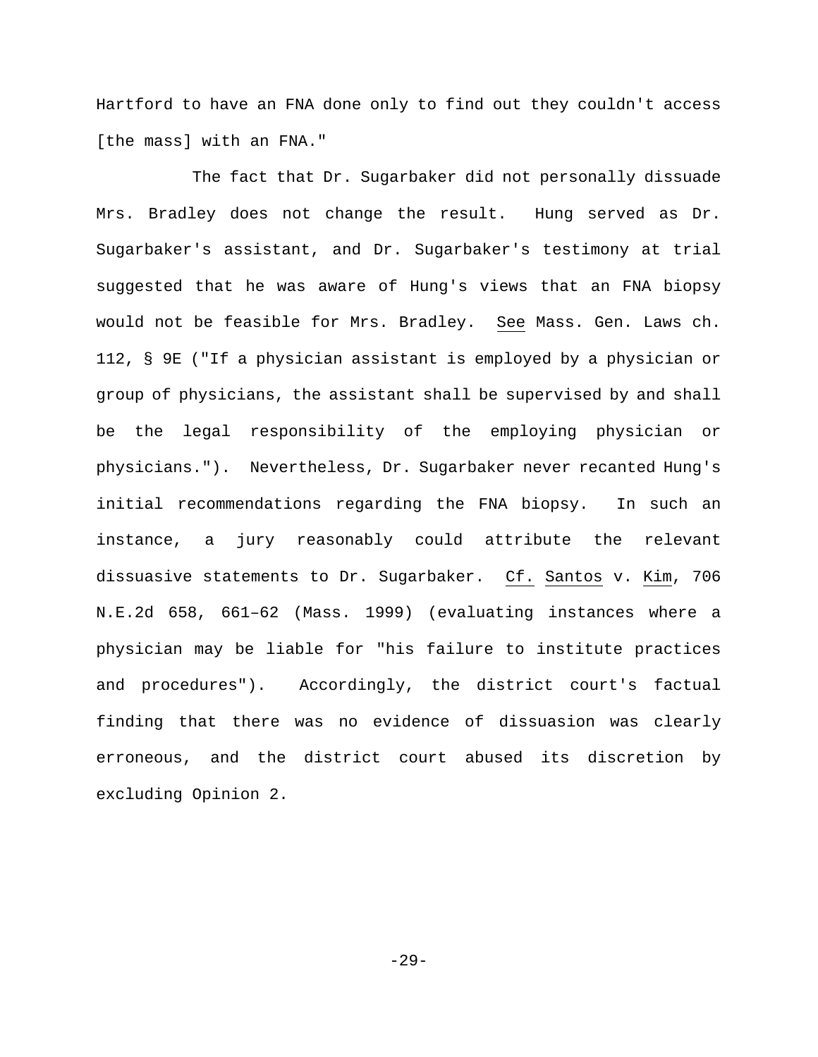Hartford to have an FNA done only to find out they couldn't access [the mass] with an FNA."

The fact that Dr. Sugarbaker did not personally dissuade Mrs. Bradley does not change the result. Hung served as Dr. Sugarbaker's assistant, and Dr. Sugarbaker's testimony at trial suggested that he was aware of Hung's views that an FNA biopsy would not be feasible for Mrs. Bradley. See Mass. Gen. Laws ch. 112, § 9E ("If a physician assistant is employed by a physician or group of physicians, the assistant shall be supervised by and shall be the legal responsibility of the employing physician or physicians."). Nevertheless, Dr. Sugarbaker never recanted Hung's initial recommendations regarding the FNA biopsy. In such an instance, a jury reasonably could attribute the relevant dissuasive statements to Dr. Sugarbaker. Cf. Santos v. Kim, 706 N.E.2d 658, 661–62 (Mass. 1999) (evaluating instances where a physician may be liable for "his failure to institute practices and procedures"). Accordingly, the district court's factual finding that there was no evidence of dissuasion was clearly erroneous, and the district court abused its discretion by excluding Opinion 2.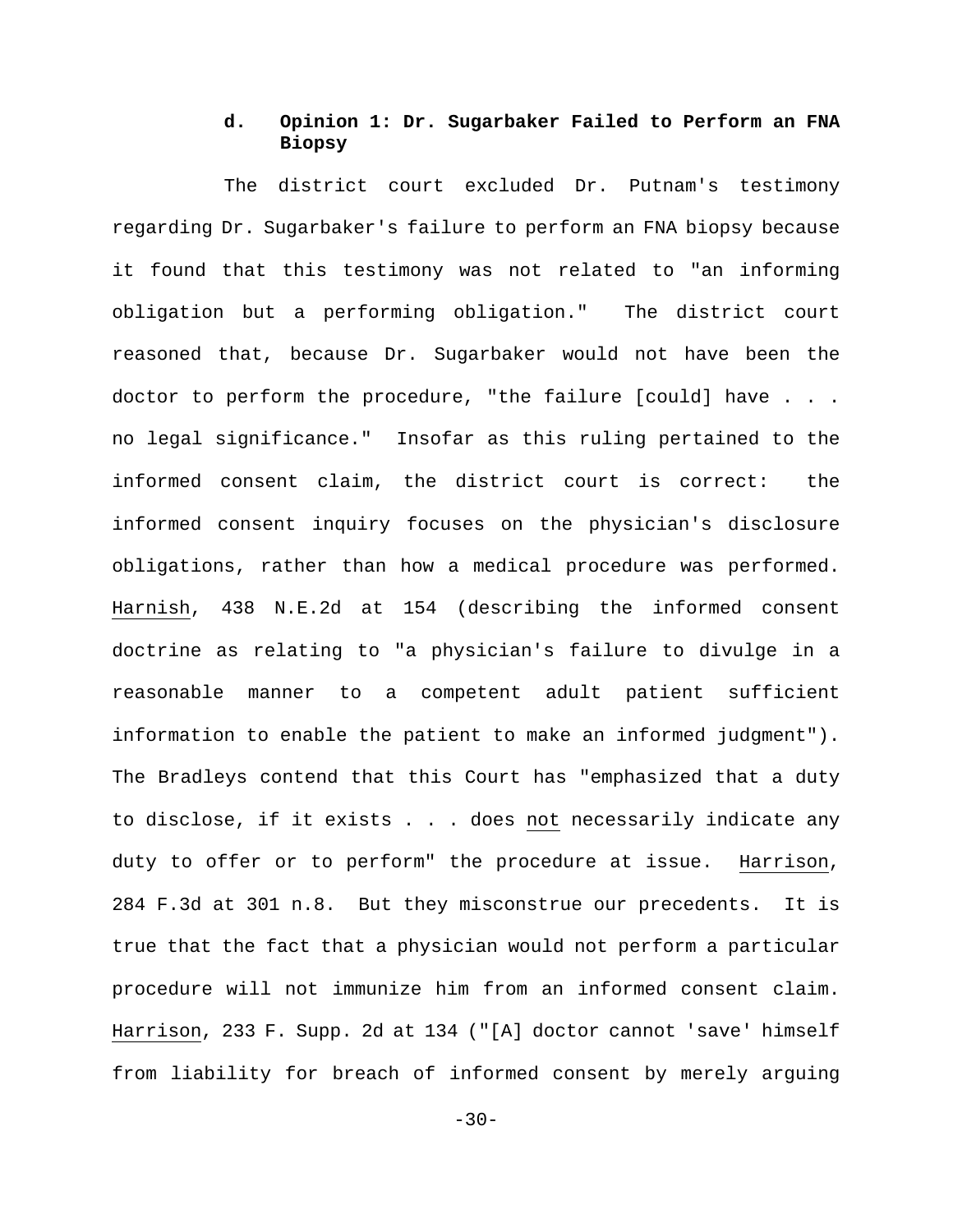#### d. Opinion 1: Dr. Sugarbaker Failed to Perform an FNA Biopsy

The district court excluded Dr. Putnam's testimony regarding Dr. Sugarbaker's failure to perform an FNA biopsy because it found that this testimony was not related to "an informing obligation but a performing obligation." The district court reasoned that, because Dr. Sugarbaker would not have been the doctor to perform the procedure, "the failure [could] have . . . no legal significance." Insofar as this ruling pertained to the informed consent claim, the district court is correct: the informed consent inquiry focuses on the physician's disclosure obligations, rather than how a medical procedure was performed. Harnish, 438 N.E.2d at 154 (describing the informed consent doctrine as relating to "a physician's failure to divulge in a reasonable manner to a competent adult patient sufficient information to enable the patient to make an informed judgment"). The Bradleys contend that this Court has "emphasized that a duty to disclose, if it exists . . . does not necessarily indicate any duty to offer or to perform" the procedure at issue. Harrison, 284 F.3d at 301 n.8. But they misconstrue our precedents. It is true that the fact that a physician would not perform a particular procedure will not immunize him from an informed consent claim. Harrison, 233 F. Supp. 2d at 134 ("[A] doctor cannot 'save' himself from liability for breach of informed consent by merely arguing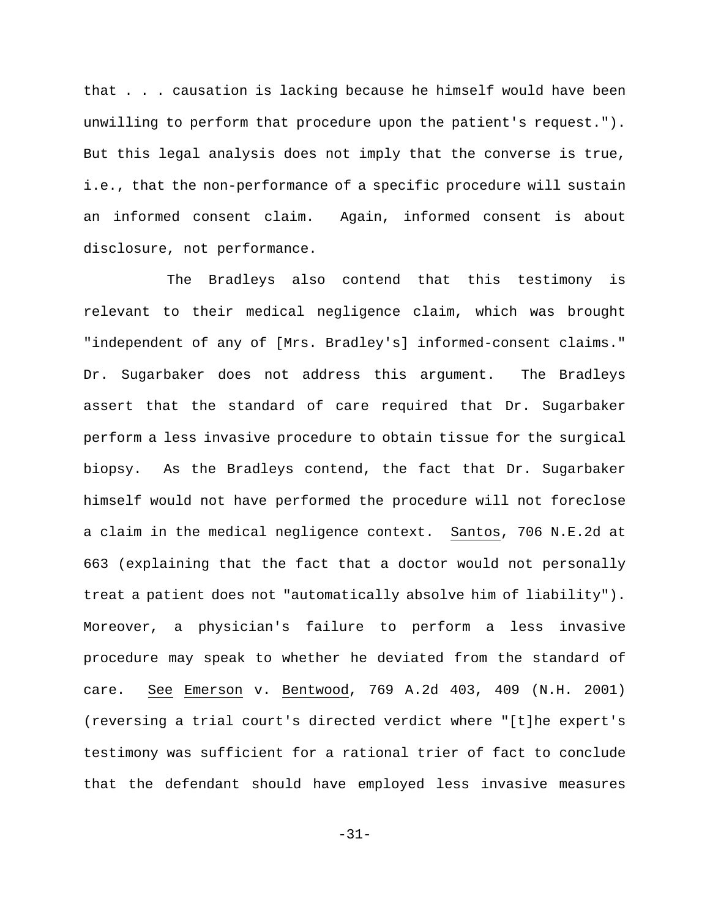that . . . causation is lacking because he himself would have been unwilling to perform that procedure upon the patient's request."). But this legal analysis does not imply that the converse is true, i.e., that the non-performance of a specific procedure will sustain an informed consent claim. Again, informed consent is about disclosure, not performance.

The Bradleys also contend that this testimony is relevant to their medical negligence claim, which was brought "independent of any of [Mrs. Bradley's] informed-consent claims." Dr. Sugarbaker does not address this argument. The Bradleys assert that the standard of care required that Dr. Sugarbaker perform a less invasive procedure to obtain tissue for the surgical biopsy. As the Bradleys contend, the fact that Dr. Sugarbaker himself would not have performed the procedure will not foreclose a claim in the medical negligence context. Santos, 706 N.E.2d at 663 (explaining that the fact that a doctor would not personally treat a patient does not "automatically absolve him of liability"). Moreover, a physician's failure to perform a less invasive procedure may speak to whether he deviated from the standard of care. See Emerson v. Bentwood, 769 A.2d 403, 409 (N.H. 2001) (reversing a trial court's directed verdict where "[t]he expert's testimony was sufficient for a rational trier of fact to conclude that the defendant should have employed less invasive measures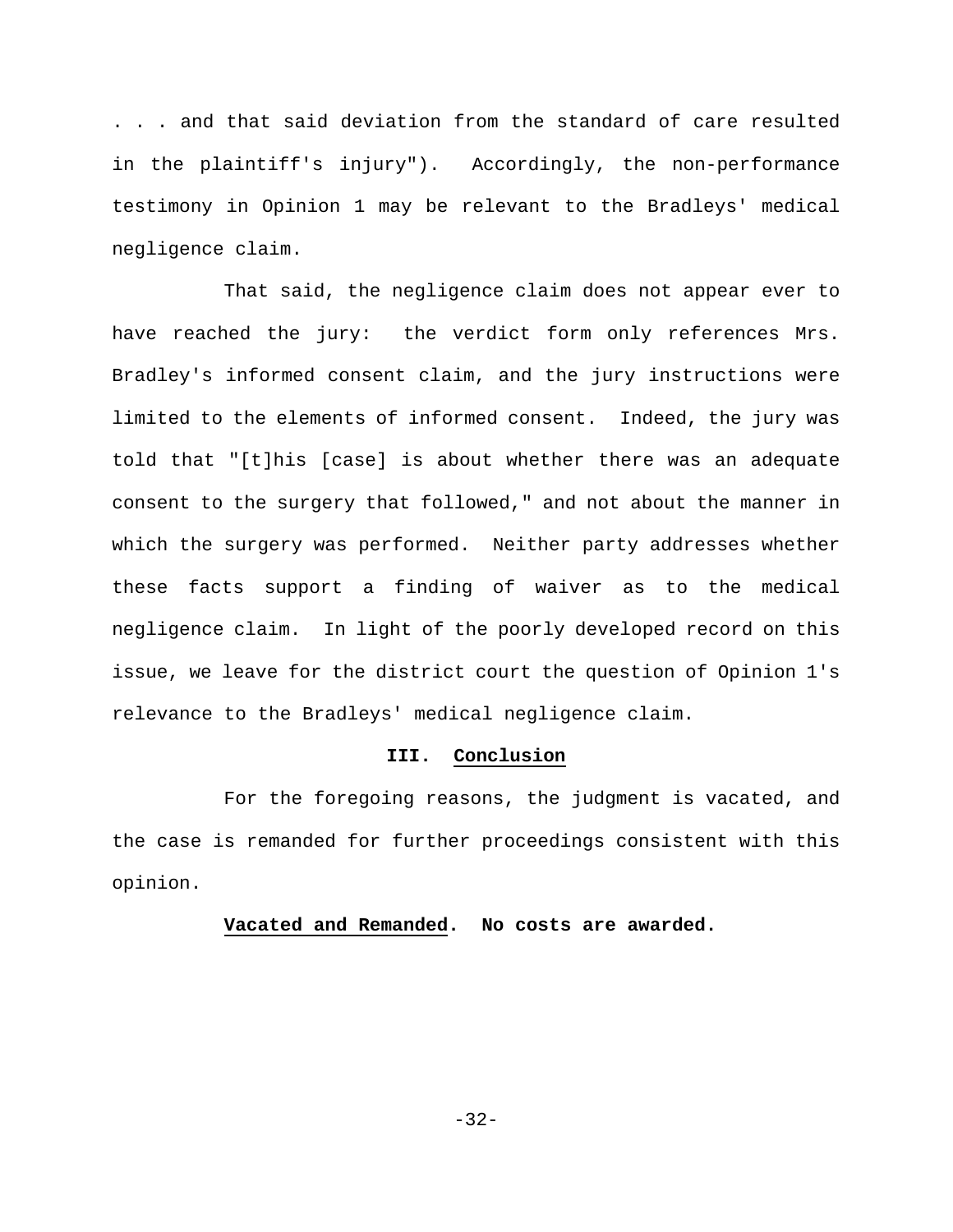. . . and that said deviation from the standard of care resulted in the plaintiff's injury"). Accordingly, the non-performance testimony in Opinion 1 may be relevant to the Bradleys' medical negligence claim.

That said, the negligence claim does not appear ever to have reached the jury: the verdict form only references Mrs. Bradley's informed consent claim, and the jury instructions were limited to the elements of informed consent. Indeed, the jury was told that "[t]his [case] is about whether there was an adequate consent to the surgery that followed," and not about the manner in which the surgery was performed. Neither party addresses whether these facts support a finding of waiver as to the medical negligence claim. In light of the poorly developed record on this issue, we leave for the district court the question of Opinion 1's relevance to the Bradleys' medical negligence claim.

### III. Conclusion

For the foregoing reasons, the judgment is vacated, and the case is remanded for further proceedings consistent with this opinion.

**Vacated and Remanded. No costs are awarded.**